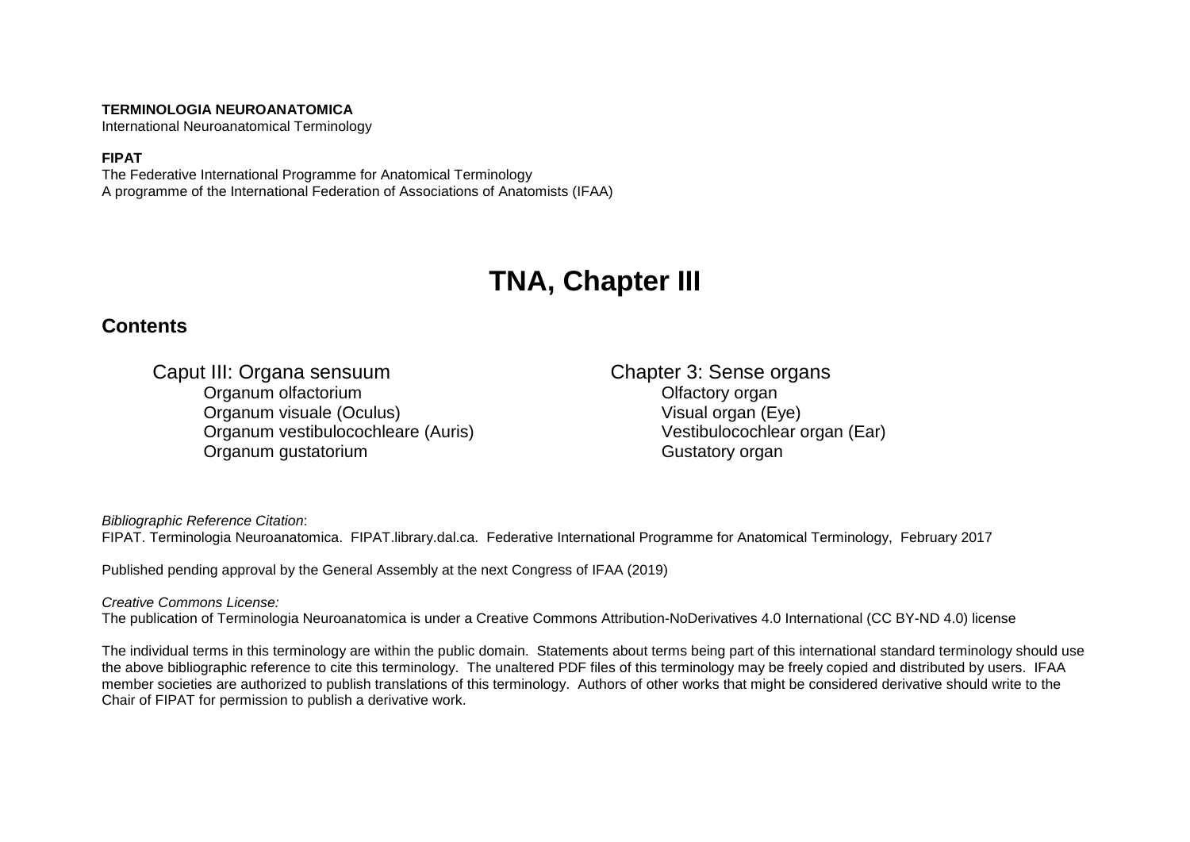**TERMINOLOGIA NEUROANATOMICA**
International Neuroanatomical Terminology

**FIPAT**
The Federative International Programme for Anatomical Terminology
A programme of the International Federation of Associations of Anatomists (IFAA)

# TNA, Chapter III

## Contents

| Caput III: Organa sensuum | Chapter 3: Sense organs |
| --- | --- |
| Organum olfactorium | Olfactory organ |
| Organum visuale (Oculus) | Visual organ (Eye) |
| Organum vestibulocochleare (Auris) | Vestibulocochlear organ (Ear) |
| Organum gustatorium | Gustatory organ |

*Bibliographic Reference Citation*:
FIPAT. Terminologia Neuroanatomica. FIPAT.library.dal.ca. Federative International Programme for Anatomical Terminology, February 2017

Published pending approval by the General Assembly at the next Congress of IFAA (2019)

*Creative Commons License:*
The publication of Terminologia Neuroanatomica is under a Creative Commons Attribution-NoDerivatives 4.0 International (CC BY-ND 4.0) license

The individual terms in this terminology are within the public domain. Statements about terms being part of this international standard terminology should use the above bibliographic reference to cite this terminology. The unaltered PDF files of this terminology may be freely copied and distributed by users. IFAA member societies are authorized to publish translations of this terminology. Authors of other works that might be considered derivative should write to the Chair of FIPAT for permission to publish a derivative work.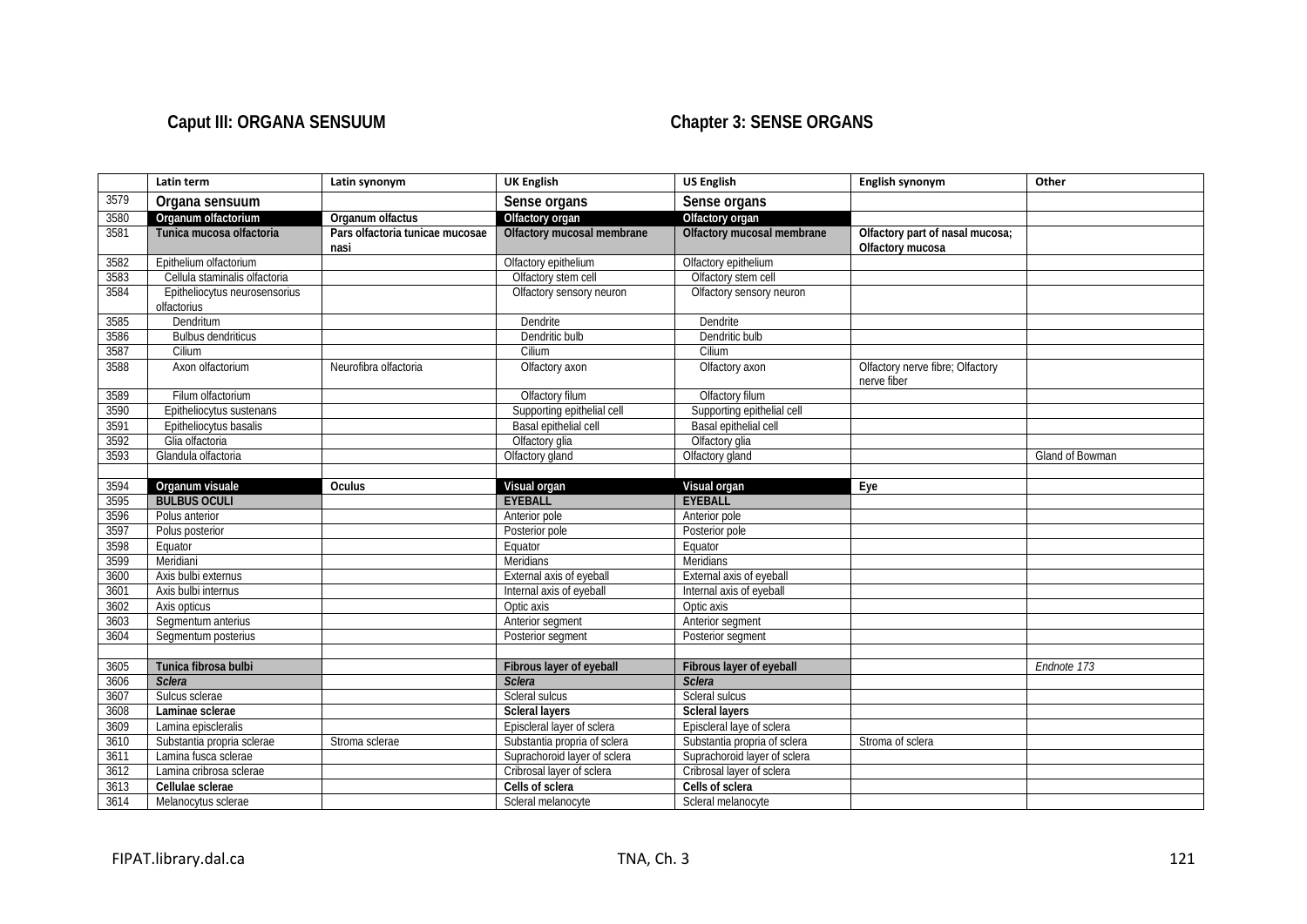## Caput III: ORGANA SENSUUM

## Chapter 3: SENSE ORGANS

| | Latin term | Latin synonym | UK English | US English | English synonym | Other |
|---|---|---|---|---|---|---|
| 3579 | **Organa sensuum** | | **Sense organs** | **Sense organs** | | |
| 3580 | **Organum olfactorium** | **Organum olfactus** | **Olfactory organ** | **Olfactory organ** | | |
| 3581 | **Tunica mucosa olfactoria** | **Pars olfactoria tunicae mucosae nasi** | **Olfactory mucosal membrane** | **Olfactory mucosal membrane** | **Olfactory part of nasal mucosa; Olfactory mucosa** | |
| 3582 | Epithelium olfactorium | | Olfactory epithelium | Olfactory epithelium | | |
| 3583 | Cellula staminalis olfactoria | | Olfactory stem cell | Olfactory stem cell | | |
| 3584 | Epitheliocytus neurosensorius olfactorius | | Olfactory sensory neuron | Olfactory sensory neuron | | |
| 3585 | Dendritum | | Dendrite | Dendrite | | |
| 3586 | Bulbus dendriticus | | Dendritic bulb | Dendritic bulb | | |
| 3587 | Cilium | | Cilium | Cilium | | |
| 3588 | Axon olfactorium | Neurofibra olfactoria | Olfactory axon | Olfactory axon | Olfactory nerve fibre; Olfactory nerve fiber | |
| 3589 | Filum olfactorium | | Olfactory filum | Olfactory filum | | |
| 3590 | Epitheliocytus sustenans | | Supporting epithelial cell | Supporting epithelial cell | | |
| 3591 | Epitheliocytus basalis | | Basal epithelial cell | Basal epithelial cell | | |
| 3592 | Glia olfactoria | | Olfactory glia | Olfactory glia | | |
| 3593 | Glandula olfactoria | | Olfactory gland | Olfactory gland | | Gland of Bowman |
| | | | | | | |
| 3594 | **Organum visuale** | **Oculus** | **Visual organ** | **Visual organ** | **Eye** | |
| 3595 | **BULBUS OCULI** | | **EYEBALL** | **EYEBALL** | | |
| 3596 | Polus anterior | | Anterior pole | Anterior pole | | |
| 3597 | Polus posterior | | Posterior pole | Posterior pole | | |
| 3598 | Equator | | Equator | Equator | | |
| 3599 | Meridiani | | Meridians | Meridians | | |
| 3600 | Axis bulbi externus | | External axis of eyeball | External axis of eyeball | | |
| 3601 | Axis bulbi internus | | Internal axis of eyeball | Internal axis of eyeball | | |
| 3602 | Axis opticus | | Optic axis | Optic axis | | |
| 3603 | Segmentum anterius | | Anterior segment | Anterior segment | | |
| 3604 | Segmentum posterius | | Posterior segment | Posterior segment | | |
| | | | | | | |
| 3605 | **Tunica fibrosa bulbi** | | **Fibrous layer of eyeball** | **Fibrous layer of eyeball** | | *Endnote 173* |
| 3606 | ***Sclera*** | | ***Sclera*** | ***Sclera*** | | |
| 3607 | Sulcus sclerae | | Scleral sulcus | Scleral sulcus | | |
| 3608 | **Laminae sclerae** | | **Scleral layers** | **Scleral layers** | | |
| 3609 | Lamina episcleralis | | Episcleral layer of sclera | Episcleral laye of sclera | | |
| 3610 | Substantia propria sclerae | Stroma sclerae | Substantia propria of sclera | Substantia propria of sclera | Stroma of sclera | |
| 3611 | Lamina fusca sclerae | | Suprachoroid layer of sclera | Suprachoroid layer of sclera | | |
| 3612 | Lamina cribrosa sclerae | | Cribrosal layer of sclera | Cribrosal layer of sclera | | |
| 3613 | **Cellulae sclerae** | | **Cells of sclera** | **Cells of sclera** | | |
| 3614 | Melanocytus sclerae | | Scleral melanocyte | Scleral melanocyte | | |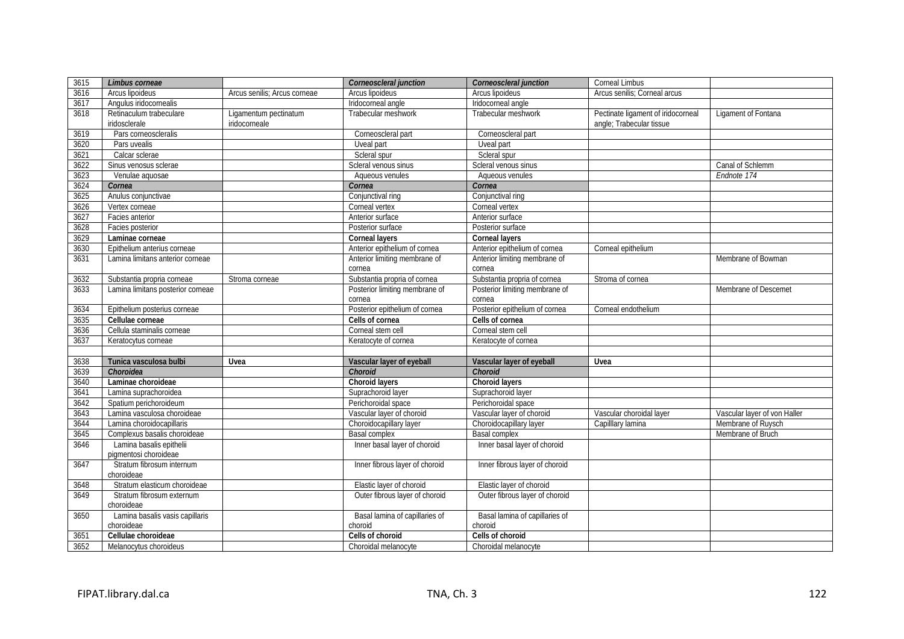| 3615 | *Limbus corneae* | | *Corneoscleral junction* | *Corneoscleral junction* | Corneal Limbus | |
|---|---|---|---|---|---|---|
| 3616 | Arcus lipoideus | Arcus senilis; Arcus corneae | Arcus lipoideus | Arcus lipoideus | Arcus senilis; Corneal arcus | |
| 3617 | Angulus iridocornealis | | Iridocorneal angle | Iridocorneal angle | | |
| 3618 | Retinaculum trabeculare iridosclerale | Ligamentum pectinatum iridocorneale | Trabecular meshwork | Trabecular meshwork | Pectinate ligament of iridocorneal angle; Trabecular tissue | Ligament of Fontana |
| 3619 | Pars corneoscleralis | | Corneoscleral part | Corneoscleral part | | |
| 3620 | Pars uvealis | | Uveal part | Uveal part | | |
| 3621 | Calcar sclerae | | Scleral spur | Scleral spur | | |
| 3622 | Sinus venosus sclerae | | Scleral venous sinus | Scleral venous sinus | | Canal of Schlemm |
| 3623 | Venulae aquosae | | Aqueous venules | Aqueous venules | | *Endnote 174* |
| 3624 | *Cornea* | | *Cornea* | *Cornea* | | |
| 3625 | Anulus conjunctivae | | Conjunctival ring | Conjunctival ring | | |
| 3626 | Vertex corneae | | Corneal vertex | Corneal vertex | | |
| 3627 | Facies anterior | | Anterior surface | Anterior surface | | |
| 3628 | Facies posterior | | Posterior surface | Posterior surface | | |
| 3629 | **Laminae corneae** | | **Corneal layers** | **Corneal layers** | | |
| 3630 | Epithelium anterius corneae | | Anterior epithelium of cornea | Anterior epithelium of cornea | Corneal epithelium | |
| 3631 | Lamina limitans anterior corneae | | Anterior limiting membrane of cornea | Anterior limiting membrane of cornea | | Membrane of Bowman |
| 3632 | Substantia propria corneae | Stroma corneae | Substantia propria of cornea | Substantia propria of cornea | Stroma of cornea | |
| 3633 | Lamina limitans posterior corneae | | Posterior limiting membrane of cornea | Posterior limiting membrane of cornea | | Membrane of Descemet |
| 3634 | Epithelium posterius corneae | | Posterior epithelium of cornea | Posterior epithelium of cornea | Corneal endothelium | |
| 3635 | **Cellulae corneae** | | **Cells of cornea** | **Cells of cornea** | | |
| 3636 | Cellula staminalis corneae | | Corneal stem cell | Corneal stem cell | | |
| 3637 | Keratocytus corneae | | Keratocyte of cornea | Keratocyte of cornea | | |
| | | | | | | |
| 3638 | **Tunica vasculosa bulbi** | **Uvea** | **Vascular layer of eyeball** | **Vascular layer of eyeball** | **Uvea** | |
| 3639 | *Choroidea* | | *Choroid* | *Choroid* | | |
| 3640 | **Laminae choroideae** | | **Choroid layers** | **Choroid layers** | | |
| 3641 | Lamina suprachoroidea | | Suprachoroid layer | Suprachoroid layer | | |
| 3642 | Spatium perichoroideum | | Perichoroidal space | Perichoroidal space | | |
| 3643 | Lamina vasculosa choroideae | | Vascular layer of choroid | Vascular layer of choroid | Vascular choroidal layer | Vascular layer of von Haller |
| 3644 | Lamina choroidocapillaris | | Choroidocapillary layer | Choroidocapillary layer | Capilllary lamina | Membrane of Ruysch |
| 3645 | Complexus basalis choroideae | | Basal complex | Basal complex | | Membrane of Bruch |
| 3646 | Lamina basalis epithelii pigmentosi choroideae | | Inner basal layer of choroid | Inner basal layer of choroid | | |
| 3647 | Stratum fibrosum internum choroideae | | Inner fibrous layer of choroid | Inner fibrous layer of choroid | | |
| 3648 | Stratum elasticum choroideae | | Elastic layer of choroid | Elastic layer of choroid | | |
| 3649 | Stratum fibrosum externum choroideae | | Outer fibrous layer of choroid | Outer fibrous layer of choroid | | |
| 3650 | Lamina basalis vasis capillaris choroideae | | Basal lamina of capillaries of choroid | Basal lamina of capillaries of choroid | | |
| 3651 | **Cellulae choroideae** | | **Cells of choroid** | **Cells of choroid** | | |
| 3652 | Melanocytus choroideus | | Choroidal melanocyte | Choroidal melanocyte | | |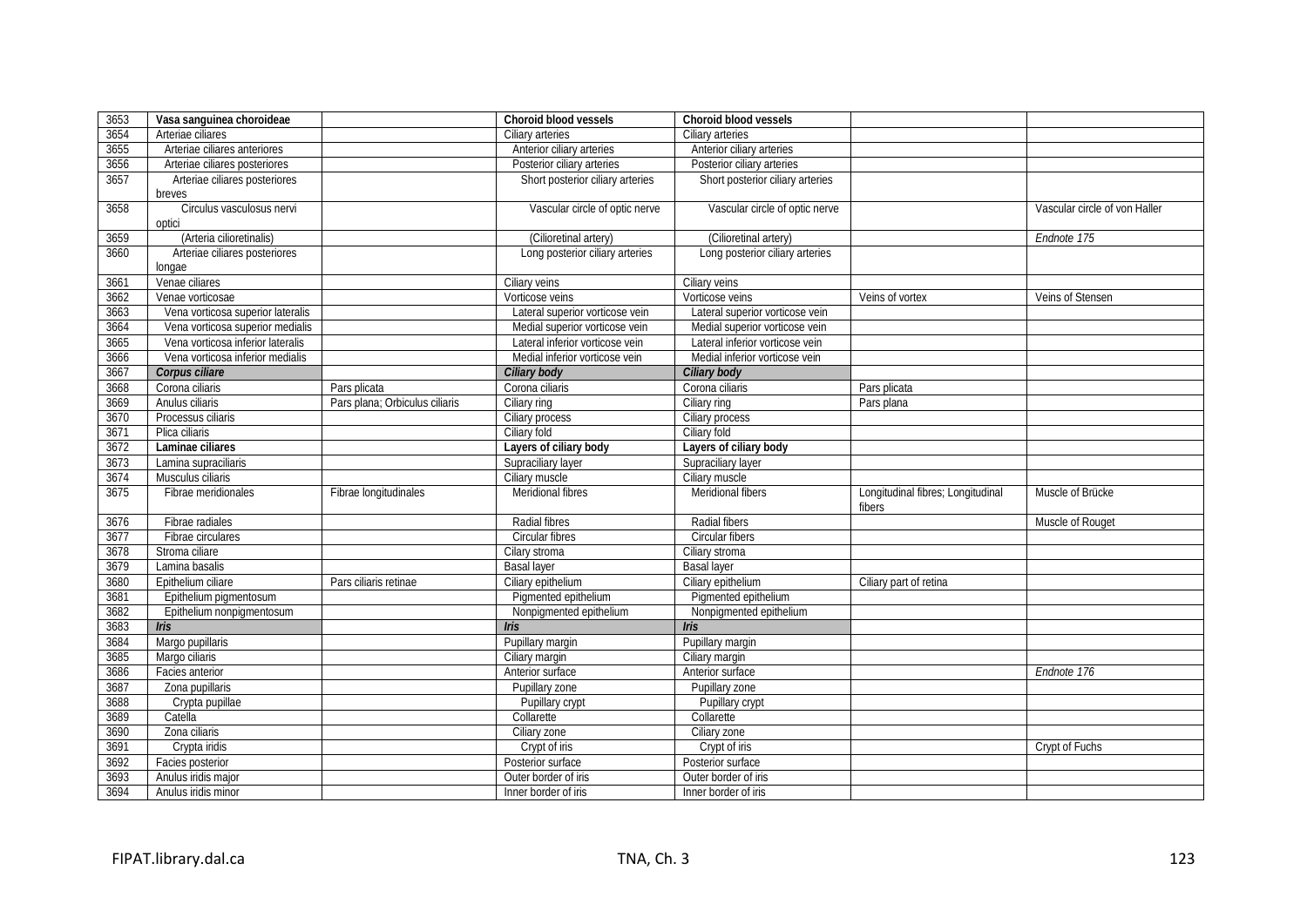| 3653 | **Vasa sanguinea choroideae** | | **Choroid blood vessels** | **Choroid blood vessels** | | |
|---|---|---|---|---|---|---|
| 3654 | Arteriae ciliares | | Ciliary arteries | Ciliary arteries | | |
| 3655 | Arteriae ciliares anteriores | | Anterior ciliary arteries | Anterior ciliary arteries | | |
| 3656 | Arteriae ciliares posteriores | | Posterior ciliary arteries | Posterior ciliary arteries | | |
| 3657 | Arteriae ciliares posteriores breves | | Short posterior ciliary arteries | Short posterior ciliary arteries | | |
| 3658 | Circulus vasculosus nervi optici | | Vascular circle of optic nerve | Vascular circle of optic nerve | | Vascular circle of von Haller |
| 3659 | (Arteria cilioretinalis) | | (Cilioretinal artery) | (Cilioretinal artery) | | *Endnote 175* |
| 3660 | Arteriae ciliares posteriores longae | | Long posterior ciliary arteries | Long posterior ciliary arteries | | |
| 3661 | Venae ciliares | | Ciliary veins | Ciliary veins | | |
| 3662 | Venae vorticosae | | Vorticose veins | Vorticose veins | Veins of vortex | Veins of Stensen |
| 3663 | Vena vorticosa superior lateralis | | Lateral superior vorticose vein | Lateral superior vorticose vein | | |
| 3664 | Vena vorticosa superior medialis | | Medial superior vorticose vein | Medial superior vorticose vein | | |
| 3665 | Vena vorticosa inferior lateralis | | Lateral inferior vorticose vein | Lateral inferior vorticose vein | | |
| 3666 | Vena vorticosa inferior medialis | | Medial inferior vorticose vein | Medial inferior vorticose vein | | |
| 3667 | ***Corpus ciliare*** | | ***Ciliary body*** | ***Ciliary body*** | | |
| 3668 | Corona ciliaris | Pars plicata | Corona ciliaris | Corona ciliaris | Pars plicata | |
| 3669 | Anulus ciliaris | Pars plana; Orbiculus ciliaris | Ciliary ring | Ciliary ring | Pars plana | |
| 3670 | Processus ciliaris | | Ciliary process | Ciliary process | | |
| 3671 | Plica ciliaris | | Ciliary fold | Ciliary fold | | |
| 3672 | **Laminae ciliares** | | **Layers of ciliary body** | **Layers of ciliary body** | | |
| 3673 | Lamina supraciliaris | | Supraciliary layer | Supraciliary layer | | |
| 3674 | Musculus ciliaris | | Ciliary muscle | Ciliary muscle | | |
| 3675 | Fibrae meridionales | Fibrae longitudinales | Meridional fibres | Meridional fibers | Longitudinal fibres; Longitudinal fibers | Muscle of Brücke |
| 3676 | Fibrae radiales | | Radial fibres | Radial fibers | | Muscle of Rouget |
| 3677 | Fibrae circulares | | Circular fibres | Circular fibers | | |
| 3678 | Stroma ciliare | | Cilary stroma | Ciliary stroma | | |
| 3679 | Lamina basalis | | Basal layer | Basal layer | | |
| 3680 | Epithelium ciliare | Pars ciliaris retinae | Ciliary epithelium | Ciliary epithelium | Ciliary part of retina | |
| 3681 | Epithelium pigmentosum | | Pigmented epithelium | Pigmented epithelium | | |
| 3682 | Epithelium nonpigmentosum | | Nonpigmented epithelium | Nonpigmented epithelium | | |
| 3683 | ***Iris*** | | ***Iris*** | ***Iris*** | | |
| 3684 | Margo pupillaris | | Pupillary margin | Pupillary margin | | |
| 3685 | Margo ciliaris | | Ciliary margin | Ciliary margin | | |
| 3686 | Facies anterior | | Anterior surface | Anterior surface | | *Endnote 176* |
| 3687 | Zona pupillaris | | Pupillary zone | Pupillary zone | | |
| 3688 | Crypta pupillae | | Pupillary crypt | Pupillary crypt | | |
| 3689 | Catella | | Collarette | Collarette | | |
| 3690 | Zona ciliaris | | Ciliary zone | Ciliary zone | | |
| 3691 | Crypta iridis | | Crypt of iris | Crypt of iris | | Crypt of Fuchs |
| 3692 | Facies posterior | | Posterior surface | Posterior surface | | |
| 3693 | Anulus iridis major | | Outer border of iris | Outer border of iris | | |
| 3694 | Anulus iridis minor | | Inner border of iris | Inner border of iris | | |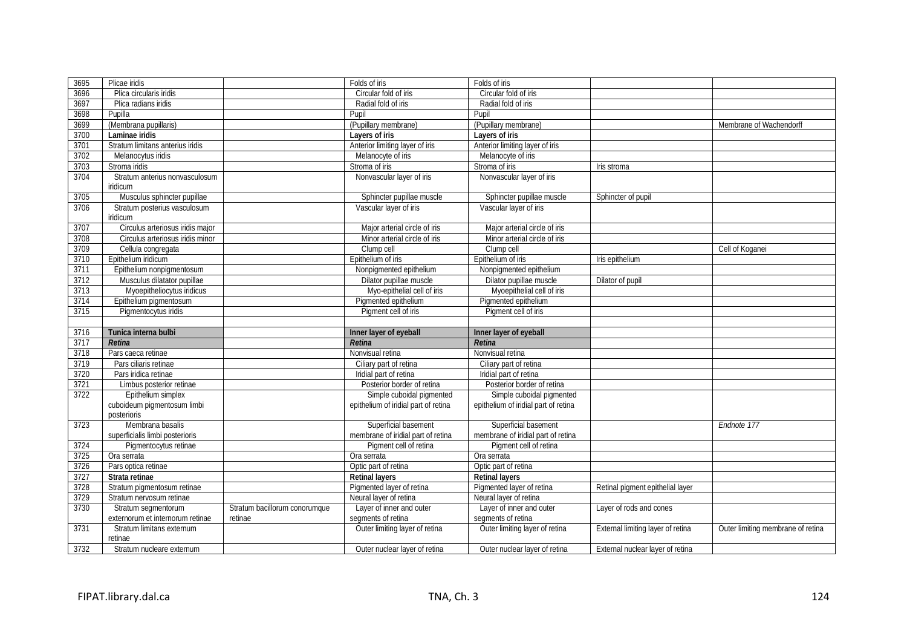| | | | | | | |
|---|---|---|---|---|---|---|
| 3695 | Plicae iridis | | Folds of iris | Folds of iris | | |
| 3696 | Plica circularis iridis | | Circular fold of iris | Circular fold of iris | | |
| 3697 | Plica radians iridis | | Radial fold of iris | Radial fold of iris | | |
| 3698 | Pupilla | | Pupil | Pupil | | |
| 3699 | (Membrana pupillaris) | | (Pupillary membrane) | (Pupillary membrane) | | Membrane of Wachendorff |
| 3700 | **Laminae iridis** | | **Layers of iris** | **Layers of iris** | | |
| 3701 | Stratum limitans anterius iridis | | Anterior limiting layer of iris | Anterior limiting layer of iris | | |
| 3702 | Melanocytus iridis | | Melanocyte of iris | Melanocyte of iris | | |
| 3703 | Stroma iridis | | Stroma of iris | Stroma of iris | Iris stroma | |
| 3704 | Stratum anterius nonvasculosum iridicum | | Nonvascular layer of iris | Nonvascular layer of iris | | |
| 3705 | Musculus sphincter pupillae | | Sphincter pupillae muscle | Sphincter pupillae muscle | Sphincter of pupil | |
| 3706 | Stratum posterius vasculosum iridicum | | Vascular layer of iris | Vascular layer of iris | | |
| 3707 | Circulus arteriosus iridis major | | Major arterial circle of iris | Major arterial circle of iris | | |
| 3708 | Circulus arteriosus iridis minor | | Minor arterial circle of iris | Minor arterial circle of iris | | |
| 3709 | Cellula congregata | | Clump cell | Clump cell | | Cell of Koganei |
| 3710 | Epithelium iridicum | | Epithelium of iris | Epithelium of iris | Iris epithelium | |
| 3711 | Epithelium nonpigmentosum | | Nonpigmented epithelium | Nonpigmented epithelium | | |
| 3712 | Musculus dilatator pupillae | | Dilator pupillae muscle | Dilator pupillae muscle | Dilator of pupil | |
| 3713 | Myoepitheliocytus iridicus | | Myo-epithelial cell of iris | Myoepithelial cell of iris | | |
| 3714 | Epithelium pigmentosum | | Pigmented epithelium | Pigmented epithelium | | |
| 3715 | Pigmentocytus iridis | | Pigment cell of iris | Pigment cell of iris | | |
| | | | | | | |
| 3716 | **Tunica interna bulbi** | | **Inner layer of eyeball** | **Inner layer of eyeball** | | |
| 3717 | ***Retina*** | | ***Retina*** | ***Retina*** | | |
| 3718 | Pars caeca retinae | | Nonvisual retina | Nonvisual retina | | |
| 3719 | Pars ciliaris retinae | | Ciliary part of retina | Ciliary part of retina | | |
| 3720 | Pars iridica retinae | | Iridial part of retina | Iridial part of retina | | |
| 3721 | Limbus posterior retinae | | Posterior border of retina | Posterior border of retina | | |
| 3722 | Epithelium simplex cuboideum pigmentosum limbi posterioris | | Simple cuboidal pigmented epithelium of iridial part of retina | Simple cuboidal pigmented epithelium of iridial part of retina | | |
| 3723 | Membrana basalis superficialis limbi posterioris | | Superficial basement membrane of iridial part of retina | Superficial basement membrane of iridial part of retina | | *Endnote 177* |
| 3724 | Pigmentocytus retinae | | Pigment cell of retina | Pigment cell of retina | | |
| 3725 | Ora serrata | | Ora serrata | Ora serrata | | |
| 3726 | Pars optica retinae | | Optic part of retina | Optic part of retina | | |
| 3727 | **Strata retinae** | | **Retinal layers** | **Retinal layers** | | |
| 3728 | Stratum pigmentosum retinae | | Pigmented layer of retina | Pigmented layer of retina | Retinal pigment epithelial layer | |
| 3729 | Stratum nervosum retinae | | Neural layer of retina | Neural layer of retina | | |
| 3730 | Stratum segmentorum externorum et internorum retinae | Stratum bacillorum conorumque retinae | Layer of inner and outer segments of retina | Layer of inner and outer segments of retina | Layer of rods and cones | |
| 3731 | Stratum limitans externum retinae | | Outer limiting layer of retina | Outer limiting layer of retina | External limiting layer of retina | Outer limiting membrane of retina |
| 3732 | Stratum nucleare externum | | Outer nuclear layer of retina | Outer nuclear layer of retina | External nuclear layer of retina | |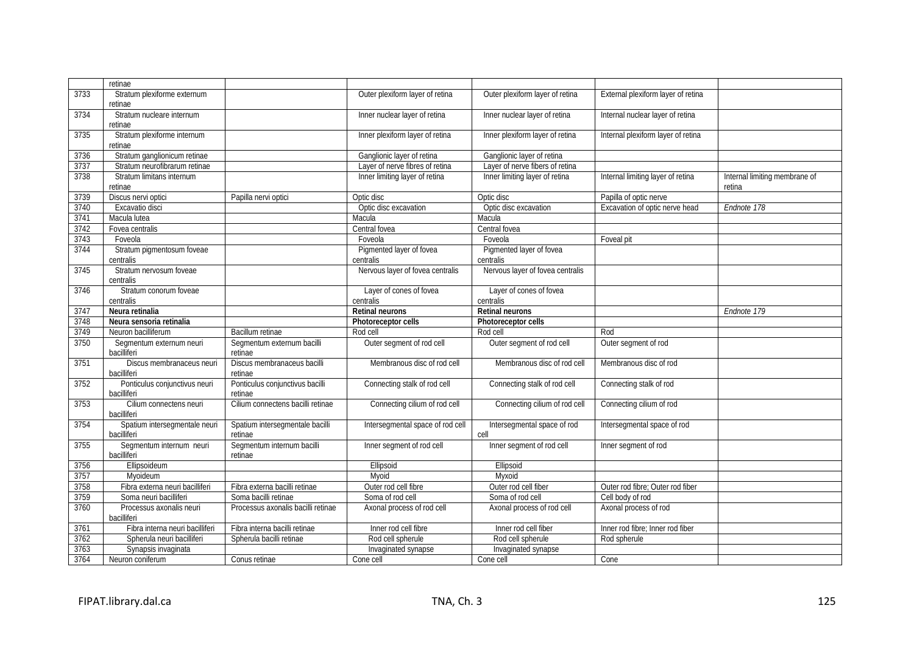| | retinae | | | | | |
|---|---|---|---|---|---|---|
| 3733 | Stratum plexiforme externum retinae | | Outer plexiform layer of retina | Outer plexiform layer of retina | External plexiform layer of retina | |
| 3734 | Stratum nucleare internum retinae | | Inner nuclear layer of retina | Inner nuclear layer of retina | Internal nuclear layer of retina | |
| 3735 | Stratum plexiforme internum retinae | | Inner plexiform layer of retina | Inner plexiform layer of retina | Internal plexiform layer of retina | |
| 3736 | Stratum ganglionicum retinae | | Ganglionic layer of retina | Ganglionic layer of retina | | |
| 3737 | Stratum neurofibrarum retinae | | Layer of nerve fibres of retina | Layer of nerve fibers of retina | | |
| 3738 | Stratum limitans internum retinae | | Inner limiting layer of retina | Inner limiting layer of retina | Internal limiting layer of retina | Internal limiting membrane of retina |
| 3739 | Discus nervi optici | Papilla nervi optici | Optic disc | Optic disc | Papilla of optic nerve | |
| 3740 | Excavatio disci | | Optic disc excavation | Optic disc excavation | Excavation of optic nerve head | *Endnote 178* |
| 3741 | Macula lutea | | Macula | Macula | | |
| 3742 | Fovea centralis | | Central fovea | Central fovea | | |
| 3743 | Foveola | | Foveola | Foveola | Foveal pit | |
| 3744 | Stratum pigmentosum foveae centralis | | Pigmented layer of fovea centralis | Pigmented layer of fovea centralis | | |
| 3745 | Stratum nervosum foveae centralis | | Nervous layer of fovea centralis | Nervous layer of fovea centralis | | |
| 3746 | Stratum conorum foveae centralis | | Layer of cones of fovea centralis | Layer of cones of fovea centralis | | |
| 3747 | **Neura retinalia** | | **Retinal neurons** | **Retinal neurons** | | *Endnote 179* |
| 3748 | **Neura sensoria retinalia** | | **Photoreceptor cells** | **Photoreceptor cells** | | |
| 3749 | Neuron bacilliferum | Bacillum retinae | Rod cell | Rod cell | Rod | |
| 3750 | Segmentum externum neuri bacilliferi | Segmentum externum bacilli retinae | Outer segment of rod cell | Outer segment of rod cell | Outer segment of rod | |
| 3751 | Discus membranaceus neuri bacilliferi | Discus membranaceus bacilli retinae | Membranous disc of rod cell | Membranous disc of rod cell | Membranous disc of rod | |
| 3752 | Ponticulus conjunctivus neuri bacilliferi | Ponticulus conjunctivus bacilli retinae | Connecting stalk of rod cell | Connecting stalk of rod cell | Connecting stalk of rod | |
| 3753 | Cilium connectens neuri bacilliferi | Cilium connectens bacilli retinae | Connecting cilium of rod cell | Connecting cilium of rod cell | Connecting cilium of rod | |
| 3754 | Spatium intersegmentale neuri bacilliferi | Spatium intersegmentale bacilli retinae | Intersegmental space of rod cell | Intersegmental space of rod cell | Intersegmental space of rod | |
| 3755 | Segmentum internum neuri bacilliferi | Segmentum internum bacilli retinae | Inner segment of rod cell | Inner segment of rod cell | Inner segment of rod | |
| 3756 | Ellipsoideum | | Ellipsoid | Ellipsoid | | |
| 3757 | Myoideum | | Myoid | Myxoid | | |
| 3758 | Fibra externa neuri bacilliferi | Fibra externa bacilli retinae | Outer rod cell fibre | Outer rod cell fiber | Outer rod fibre; Outer rod fiber | |
| 3759 | Soma neuri bacilliferi | Soma bacilli retinae | Soma of rod cell | Soma of rod cell | Cell body of rod | |
| 3760 | Processus axonalis neuri bacilliferi | Processus axonalis bacilli retinae | Axonal process of rod cell | Axonal process of rod cell | Axonal process of rod | |
| 3761 | Fibra interna neuri bacilliferi | Fibra interna bacilli retinae | Inner rod cell fibre | Inner rod cell fiber | Inner rod fibre; Inner rod fiber | |
| 3762 | Spherula neuri bacilliferi | Spherula bacilli retinae | Rod cell spherule | Rod cell spherule | Rod spherule | |
| 3763 | Synapsis invaginata | | Invaginated synapse | Invaginated synapse | | |
| 3764 | Neuron coniferum | Conus retinae | Cone cell | Cone cell | Cone | |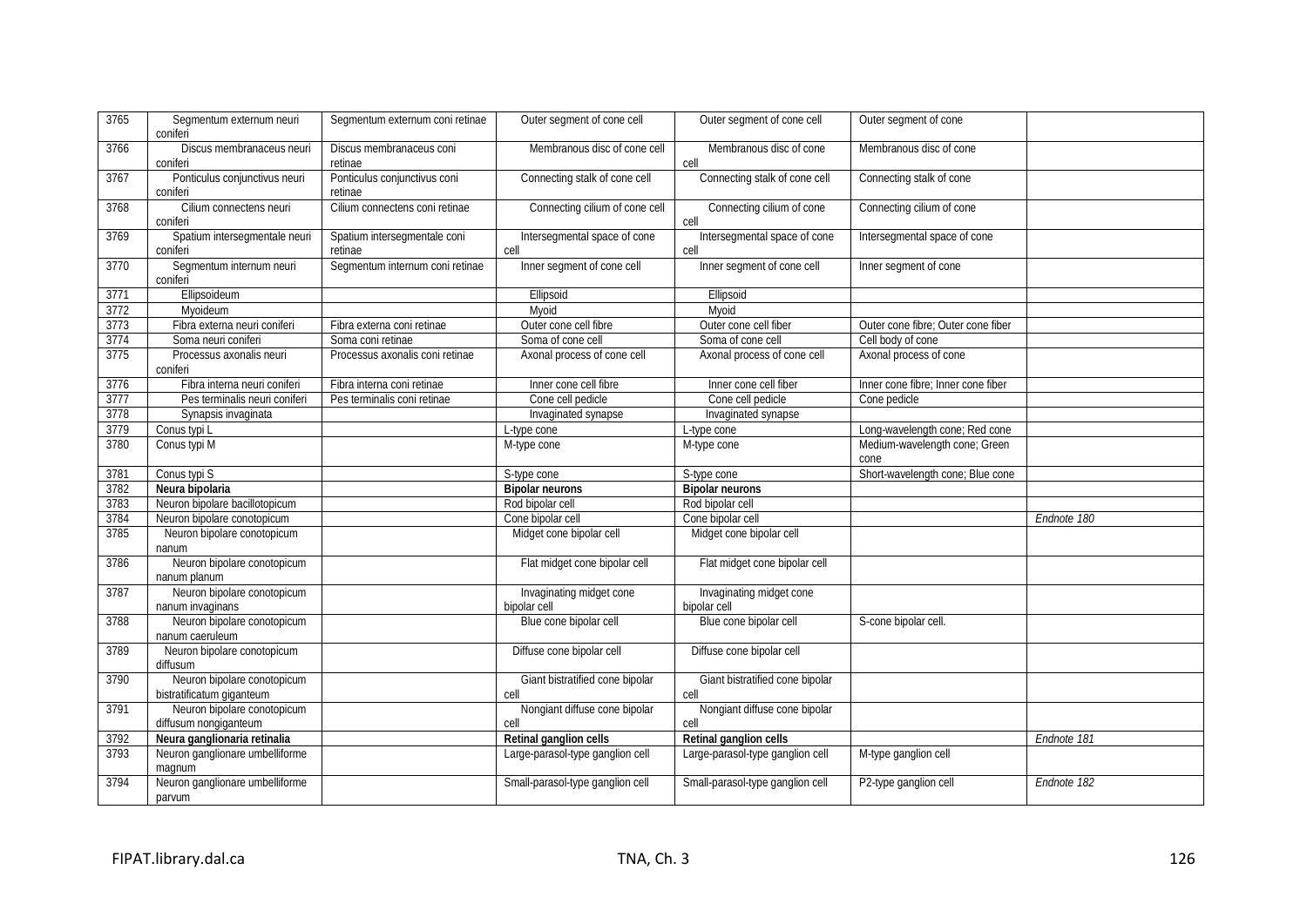| 3765 | Segmentum externum neuri coniferi | Segmentum externum coni retinae | Outer segment of cone cell | Outer segment of cone cell | Outer segment of cone | |
|---|---|---|---|---|---|---|
| 3766 | Discus membranaceus neuri coniferi | Discus membranaceus coni retinae | Membranous disc of cone cell | Membranous disc of cone cell | Membranous disc of cone | |
| 3767 | Ponticulus conjunctivus neuri coniferi | Ponticulus conjunctivus coni retinae | Connecting stalk of cone cell | Connecting stalk of cone cell | Connecting stalk of cone | |
| 3768 | Cilium connectens neuri coniferi | Cilium connectens coni retinae | Connecting cilium of cone cell | Connecting cilium of cone cell | Connecting cilium of cone | |
| 3769 | Spatium intersegmentale neuri coniferi | Spatium intersegmentale coni retinae | Intersegmental space of cone cell | Intersegmental space of cone cell | Intersegmental space of cone | |
| 3770 | Segmentum internum neuri coniferi | Segmentum internum coni retinae | Inner segment of cone cell | Inner segment of cone cell | Inner segment of cone | |
| 3771 | Ellipsoideum | | Ellipsoid | Ellipsoid | | |
| 3772 | Myoideum | | Myoid | Myoid | | |
| 3773 | Fibra externa neuri coniferi | Fibra externa coni retinae | Outer cone cell fibre | Outer cone cell fiber | Outer cone fibre; Outer cone fiber | |
| 3774 | Soma neuri coniferi | Soma coni retinae | Soma of cone cell | Soma of cone cell | Cell body of cone | |
| 3775 | Processus axonalis neuri coniferi | Processus axonalis coni retinae | Axonal process of cone cell | Axonal process of cone cell | Axonal process of cone | |
| 3776 | Fibra interna neuri coniferi | Fibra interna coni retinae | Inner cone cell fibre | Inner cone cell fiber | Inner cone fibre; Inner cone fiber | |
| 3777 | Pes terminalis neuri coniferi | Pes terminalis coni retinae | Cone cell pedicle | Cone cell pedicle | Cone pedicle | |
| 3778 | Synapsis invaginata | | Invaginated synapse | Invaginated synapse | | |
| 3779 | Conus typi L | | L-type cone | L-type cone | Long-wavelength cone; Red cone | |
| 3780 | Conus typi M | | M-type cone | M-type cone | Medium-wavelength cone; Green cone | |
| 3781 | Conus typi S | | S-type cone | S-type cone | Short-wavelength cone; Blue cone | |
| 3782 | **Neura bipolaria** | | **Bipolar neurons** | **Bipolar neurons** | | |
| 3783 | Neuron bipolare bacillotopicum | | Rod bipolar cell | Rod bipolar cell | | |
| 3784 | Neuron bipolare conotopicum | | Cone bipolar cell | Cone bipolar cell | | *Endnote 180* |
| 3785 | Neuron bipolare conotopicum nanum | | Midget cone bipolar cell | Midget cone bipolar cell | | |
| 3786 | Neuron bipolare conotopicum nanum planum | | Flat midget cone bipolar cell | Flat midget cone bipolar cell | | |
| 3787 | Neuron bipolare conotopicum nanum invaginans | | Invaginating midget cone bipolar cell | Invaginating midget cone bipolar cell | | |
| 3788 | Neuron bipolare conotopicum nanum caeruleum | | Blue cone bipolar cell | Blue cone bipolar cell | S-cone bipolar cell. | |
| 3789 | Neuron bipolare conotopicum diffusum | | Diffuse cone bipolar cell | Diffuse cone bipolar cell | | |
| 3790 | Neuron bipolare conotopicum bistratificatum giganteum | | Giant bistratified cone bipolar cell | Giant bistratified cone bipolar cell | | |
| 3791 | Neuron bipolare conotopicum diffusum nongiganteum | | Nongiant diffuse cone bipolar cell | Nongiant diffuse cone bipolar cell | | |
| 3792 | **Neura ganglionaria retinalia** | | **Retinal ganglion cells** | **Retinal ganglion cells** | | *Endnote 181* |
| 3793 | Neuron ganglionare umbelliforme magnum | | Large-parasol-type ganglion cell | Large-parasol-type ganglion cell | M-type ganglion cell | |
| 3794 | Neuron ganglionare umbelliforme parvum | | Small-parasol-type ganglion cell | Small-parasol-type ganglion cell | P2-type ganglion cell | *Endnote 182* |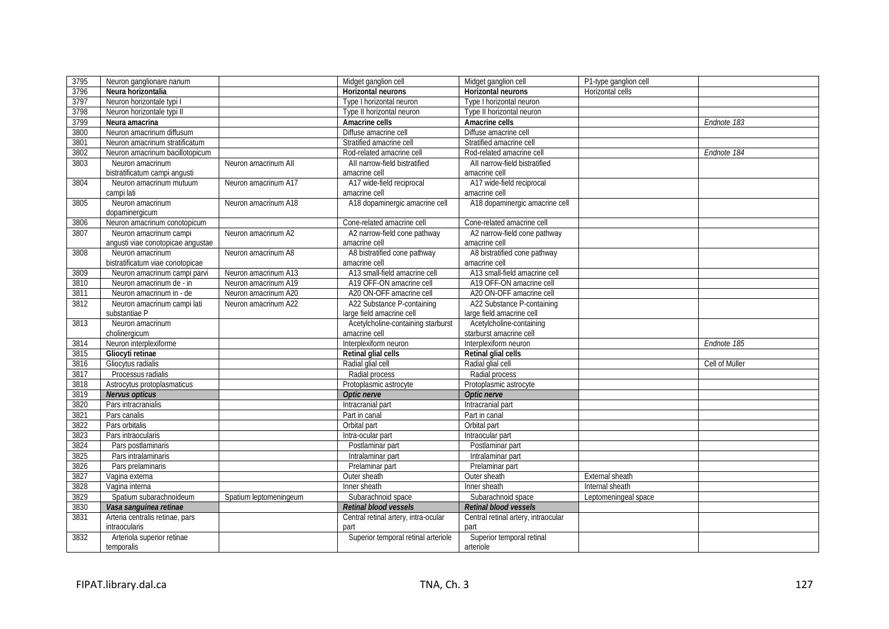| 3795 | Neuron ganglionare nanum | | Midget ganglion cell | Midget ganglion cell | P1-type ganglion cell | |
|---|---|---|---|---|---|---|
| 3796 | **Neura horizontalia** | | **Horizontal neurons** | **Horizontal neurons** | Horizontal cells | |
| 3797 | Neuron horizontale typi I | | Type I horizontal neuron | Type I horizontal neuron | | |
| 3798 | Neuron horizontale typi II | | Type II horizontal neuron | Type II horizontal neuron | | |
| 3799 | **Neura amacrina** | | **Amacrine cells** | **Amacrine cells** | | *Endnote 183* |
| 3800 | Neuron amacrinum diffusum | | Diffuse amacrine cell | Diffuse amacrine cell | | |
| 3801 | Neuron amacrinum stratificatum | | Stratified amacrine cell | Stratified amacrine cell | | |
| 3802 | Neuron amacrinum bacillotopicum | | Rod-related amacrine cell | Rod-related amacrine cell | | *Endnote 184* |
| 3803 | Neuron amacrinum bistratificatum campi angusti | Neuron amacrinum AII | AII narrow-field bistratified amacrine cell | AII narrow-field bistratified amacrine cell | | |
| 3804 | Neuron amacrinum mutuum campi lati | Neuron amacrinum A17 | A17 wide-field reciprocal amacrine cell | A17 wide-field reciprocal amacrine cell | | |
| 3805 | Neuron amacrinum dopaminergicum | Neuron amacrinum A18 | A18 dopaminergic amacrine cell | A18 dopaminergic amacrine cell | | |
| 3806 | Neuron amacrinum conotopicum | | Cone-related amacrine cell | Cone-related amacrine cell | | |
| 3807 | Neuron amacrinum campi angusti viae conotopicae angustae | Neuron amacrinum A2 | A2 narrow-field cone pathway amacrine cell | A2 narrow-field cone pathway amacrine cell | | |
| 3808 | Neuron amacrinum bistratificatum viae conotopicae | Neuron amacrinum A8 | A8 bistratified cone pathway amacrine cell | A8 bistratified cone pathway amacrine cell | | |
| 3809 | Neuron amacrinum campi parvi | Neuron amacrinum A13 | A13 small-field amacrine cell | A13 small-field amacrine cell | | |
| 3810 | Neuron amacrinum de - in | Neuron amacrinum A19 | A19 OFF-ON amacrine cell | A19 OFF-ON amacrine cell | | |
| 3811 | Neuron amacrinum in - de | Neuron amacrinum A20 | A20 ON-OFF amacrine cell | A20 ON-OFF amacrine cell | | |
| 3812 | Neuron amacrinum campi lati substantiae P | Neuron amacrinum A22 | A22 Substance P-containing large field amacrine cell | A22 Substance P-containing large field amacrine cell | | |
| 3813 | Neuron amacrinum cholinergicum | | Acetylcholine-containing starburst amacrine cell | Acetylcholine-containing starburst amacrine cell | | |
| 3814 | Neuron interplexiforme | | Interplexiform neuron | Interplexiform neuron | | *Endnote 185* |
| 3815 | **Gliocyti retinae** | | **Retinal glial cells** | **Retinal glial cells** | | |
| 3816 | Gliocytus radialis | | Radial glial cell | Radial glial cell | | Cell of Müller |
| 3817 | Processus radialis | | Radial process | Radial process | | |
| 3818 | Astrocytus protoplasmaticus | | Protoplasmic astrocyte | Protoplasmic astrocyte | | |
| 3819 | ***Nervus opticus*** | | ***Optic nerve*** | ***Optic nerve*** | | |
| 3820 | Pars intracranialis | | Intracranial part | Intracranial part | | |
| 3821 | Pars canalis | | Part in canal | Part in canal | | |
| 3822 | Pars orbitalis | | Orbital part | Orbital part | | |
| 3823 | Pars intraocularis | | Intra-ocular part | Intraocular part | | |
| 3824 | Pars postlaminaris | | Postlaminar part | Postlaminar part | | |
| 3825 | Pars intralaminaris | | Intralaminar part | Intralaminar part | | |
| 3826 | Pars prelaminaris | | Prelaminar part | Prelaminar part | | |
| 3827 | Vagina externa | | Outer sheath | Outer sheath | External sheath | |
| 3828 | Vagina interna | | Inner sheath | Inner sheath | Internal sheath | |
| 3829 | Spatium subarachnoideum | Spatium leptomeningeum | Subarachnoid space | Subarachnoid space | Leptomeningeal space | |
| 3830 | ***Vasa sanguinea retinae*** | | ***Retinal blood vessels*** | ***Retinal blood vessels*** | | |
| 3831 | Arteria centralis retinae, pars intraocularis | | Central retinal artery, intra-ocular part | Central retinal artery, intraocular part | | |
| 3832 | Arteriola superior retinae temporalis | | Superior temporal retinal arteriole | Superior temporal retinal arteriole | | |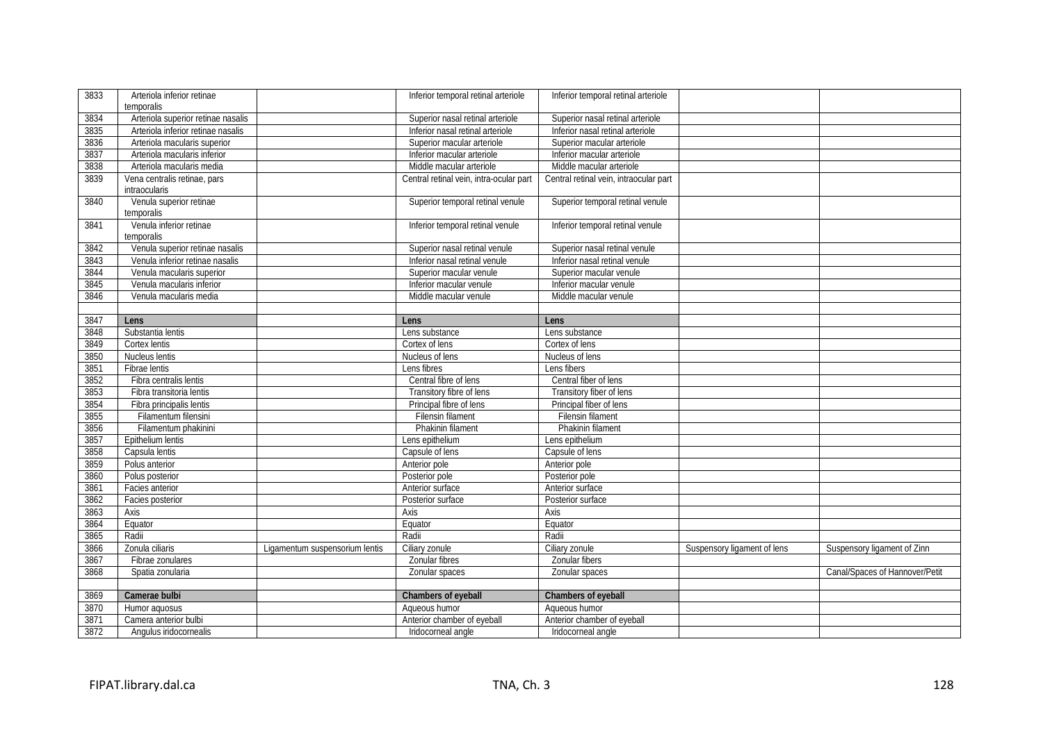| | | | | | | |
|---|---|---|---|---|---|---|
| 3833 | Arteriola inferior retinae temporalis | | Inferior temporal retinal arteriole | Inferior temporal retinal arteriole | | |
| 3834 | Arteriola superior retinae nasalis | | Superior nasal retinal arteriole | Superior nasal retinal arteriole | | |
| 3835 | Arteriola inferior retinae nasalis | | Inferior nasal retinal arteriole | Inferior nasal retinal arteriole | | |
| 3836 | Arteriola macularis superior | | Superior macular arteriole | Superior macular arteriole | | |
| 3837 | Arteriola macularis inferior | | Inferior macular arteriole | Inferior macular arteriole | | |
| 3838 | Arteriola macularis media | | Middle macular arteriole | Middle macular arteriole | | |
| 3839 | Vena centralis retinae, pars intraocularis | | Central retinal vein, intra-ocular part | Central retinal vein, intraocular part | | |
| 3840 | Venula superior retinae temporalis | | Superior temporal retinal venule | Superior temporal retinal venule | | |
| 3841 | Venula inferior retinae temporalis | | Inferior temporal retinal venule | Inferior temporal retinal venule | | |
| 3842 | Venula superior retinae nasalis | | Superior nasal retinal venule | Superior nasal retinal venule | | |
| 3843 | Venula inferior retinae nasalis | | Inferior nasal retinal venule | Inferior nasal retinal venule | | |
| 3844 | Venula macularis superior | | Superior macular venule | Superior macular venule | | |
| 3845 | Venula macularis inferior | | Inferior macular venule | Inferior macular venule | | |
| 3846 | Venula macularis media | | Middle macular venule | Middle macular venule | | |
| | | | | | | |
| 3847 | **Lens** | | **Lens** | **Lens** | | |
| 3848 | Substantia lentis | | Lens substance | Lens substance | | |
| 3849 | Cortex lentis | | Cortex of lens | Cortex of lens | | |
| 3850 | Nucleus lentis | | Nucleus of lens | Nucleus of lens | | |
| 3851 | Fibrae lentis | | Lens fibres | Lens fibers | | |
| 3852 | Fibra centralis lentis | | Central fibre of lens | Central fiber of lens | | |
| 3853 | Fibra transitoria lentis | | Transitory fibre of lens | Transitory fiber of lens | | |
| 3854 | Fibra principalis lentis | | Principal fibre of lens | Principal fiber of lens | | |
| 3855 | Filamentum filensini | | Filensin filament | Filensin filament | | |
| 3856 | Filamentum phakinini | | Phakinin filament | Phakinin filament | | |
| 3857 | Epithelium lentis | | Lens epithelium | Lens epithelium | | |
| 3858 | Capsula lentis | | Capsule of lens | Capsule of lens | | |
| 3859 | Polus anterior | | Anterior pole | Anterior pole | | |
| 3860 | Polus posterior | | Posterior pole | Posterior pole | | |
| 3861 | Facies anterior | | Anterior surface | Anterior surface | | |
| 3862 | Facies posterior | | Posterior surface | Posterior surface | | |
| 3863 | Axis | | Axis | Axis | | |
| 3864 | Equator | | Equator | Equator | | |
| 3865 | Radii | | Radii | Radii | | |
| 3866 | Zonula ciliaris | Ligamentum suspensorium lentis | Ciliary zonule | Ciliary zonule | Suspensory ligament of lens | Suspensory ligament of Zinn |
| 3867 | Fibrae zonulares | | Zonular fibres | Zonular fibers | | |
| 3868 | Spatia zonularia | | Zonular spaces | Zonular spaces | | Canal/Spaces of Hannover/Petit |
| | | | | | | |
| 3869 | **Camerae bulbi** | | **Chambers of eyeball** | **Chambers of eyeball** | | |
| 3870 | Humor aquosus | | Aqueous humor | Aqueous humor | | |
| 3871 | Camera anterior bulbi | | Anterior chamber of eyeball | Anterior chamber of eyeball | | |
| 3872 | Angulus iridocornealis | | Iridocorneal angle | Iridocorneal angle | | |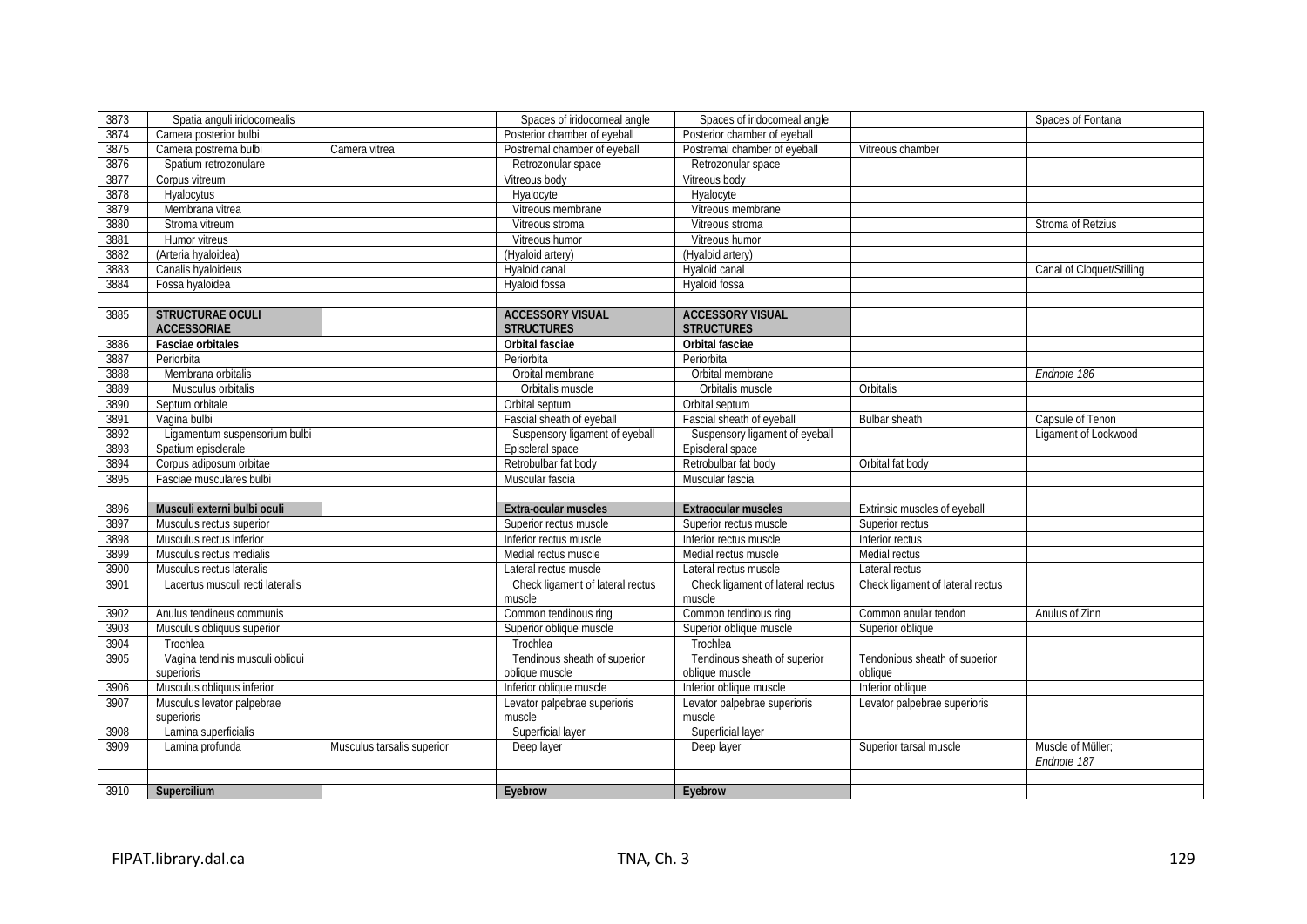| 3873 | Spatia anguli iridocornealis | | Spaces of iridocorneal angle | Spaces of iridocorneal angle | | Spaces of Fontana |
|---|---|---|---|---|---|---|
| 3874 | Camera posterior bulbi | | Posterior chamber of eyeball | Posterior chamber of eyeball | | |
| 3875 | Camera postrema bulbi | Camera vitrea | Postremal chamber of eyeball | Postremal chamber of eyeball | Vitreous chamber | |
| 3876 | Spatium retrozonulare | | Retrozonular space | Retrozonular space | | |
| 3877 | Corpus vitreum | | Vitreous body | Vitreous body | | |
| 3878 | Hyalocytus | | Hyalocyte | Hyalocyte | | |
| 3879 | Membrana vitrea | | Vitreous membrane | Vitreous membrane | | |
| 3880 | Stroma vitreum | | Vitreous stroma | Vitreous stroma | | Stroma of Retzius |
| 3881 | Humor vitreus | | Vitreous humor | Vitreous humor | | |
| 3882 | (Arteria hyaloidea) | | (Hyaloid artery) | (Hyaloid artery) | | |
| 3883 | Canalis hyaloideus | | Hyaloid canal | Hyaloid canal | | Canal of Cloquet/Stilling |
| 3884 | Fossa hyaloidea | | Hyaloid fossa | Hyaloid fossa | | |
| | | | | | | |
| 3885 | **STRUCTURAE OCULI ACCESSORIAE** | | **ACCESSORY VISUAL STRUCTURES** | **ACCESSORY VISUAL STRUCTURES** | | |
| 3886 | **Fasciae orbitales** | | **Orbital fasciae** | **Orbital fasciae** | | |
| 3887 | Periorbita | | Periorbita | Periorbita | | |
| 3888 | Membrana orbitalis | | Orbital membrane | Orbital membrane | | *Endnote 186* |
| 3889 | Musculus orbitalis | | Orbitalis muscle | Orbitalis muscle | Orbitalis | |
| 3890 | Septum orbitale | | Orbital septum | Orbital septum | | |
| 3891 | Vagina bulbi | | Fascial sheath of eyeball | Fascial sheath of eyeball | Bulbar sheath | Capsule of Tenon |
| 3892 | Ligamentum suspensorium bulbi | | Suspensory ligament of eyeball | Suspensory ligament of eyeball | | Ligament of Lockwood |
| 3893 | Spatium episclerale | | Episcleral space | Episcleral space | | |
| 3894 | Corpus adiposum orbitae | | Retrobulbar fat body | Retrobulbar fat body | Orbital fat body | |
| 3895 | Fasciae musculares bulbi | | Muscular fascia | Muscular fascia | | |
| | | | | | | |
| 3896 | **Musculi externi bulbi oculi** | | **Extra-ocular muscles** | **Extraocular muscles** | Extrinsic muscles of eyeball | |
| 3897 | Musculus rectus superior | | Superior rectus muscle | Superior rectus muscle | Superior rectus | |
| 3898 | Musculus rectus inferior | | Inferior rectus muscle | Inferior rectus muscle | Inferior rectus | |
| 3899 | Musculus rectus medialis | | Medial rectus muscle | Medial rectus muscle | Medial rectus | |
| 3900 | Musculus rectus lateralis | | Lateral rectus muscle | Lateral rectus muscle | Lateral rectus | |
| 3901 | Lacertus musculi recti lateralis | | Check ligament of lateral rectus muscle | Check ligament of lateral rectus muscle | Check ligament of lateral rectus | |
| 3902 | Anulus tendineus communis | | Common tendinous ring | Common tendinous ring | Common anular tendon | Anulus of Zinn |
| 3903 | Musculus obliquus superior | | Superior oblique muscle | Superior oblique muscle | Superior oblique | |
| 3904 | Trochlea | | Trochlea | Trochlea | | |
| 3905 | Vagina tendinis musculi obliqui superioris | | Tendinous sheath of superior oblique muscle | Tendinous sheath of superior oblique muscle | Tendonious sheath of superior oblique | |
| 3906 | Musculus obliquus inferior | | Inferior oblique muscle | Inferior oblique muscle | Inferior oblique | |
| 3907 | Musculus levator palpebrae superioris | | Levator palpebrae superioris muscle | Levator palpebrae superioris muscle | Levator palpebrae superioris | |
| 3908 | Lamina superficialis | | Superficial layer | Superficial layer | | |
| 3909 | Lamina profunda | Musculus tarsalis superior | Deep layer | Deep layer | Superior tarsal muscle | Muscle of Müller; *Endnote 187* |
| | | | | | | |
| 3910 | **Supercilium** | | **Eyebrow** | **Eyebrow** | | |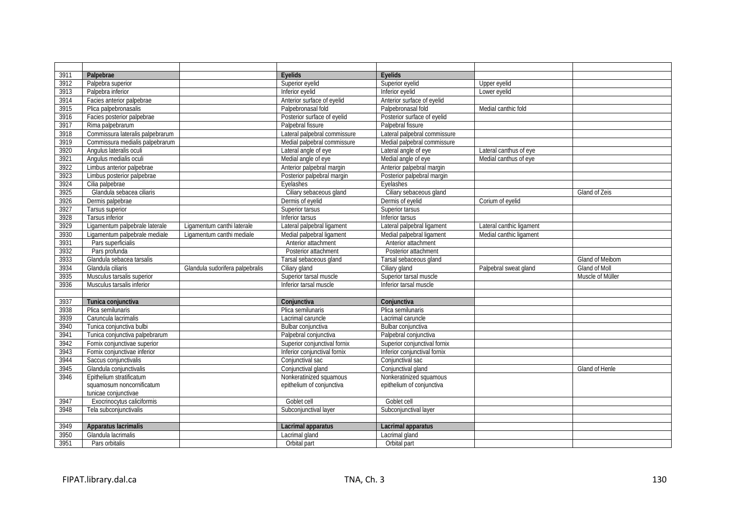| | | | | | | |
|---|---|---|---|---|---|---|
| 3911 | **Palpebrae** | | **Eyelids** | **Eyelids** | | |
| 3912 | Palpebra superior | | Superior eyelid | Superior eyelid | Upper eyelid | |
| 3913 | Palpebra inferior | | Inferior eyelid | Inferior eyelid | Lower eyelid | |
| 3914 | Facies anterior palpebrae | | Anterior surface of eyelid | Anterior surface of eyelid | | |
| 3915 | Plica palpebronasalis | | Palpebronasal fold | Palpebronasal fold | Medial canthic fold | |
| 3916 | Facies posterior palpebrae | | Posterior surface of eyelid | Posterior surface of eyelid | | |
| 3917 | Rima palpebrarum | | Palpebral fissure | Palpebral fissure | | |
| 3918 | Commissura lateralis palpebrarum | | Lateral palpebral commissure | Lateral palpebral commissure | | |
| 3919 | Commissura medialis palpebrarum | | Medial palpebral commissure | Medial palpebral commissure | | |
| 3920 | Angulus lateralis oculi | | Lateral angle of eye | Lateral angle of eye | Lateral canthus of eye | |
| 3921 | Angulus medialis oculi | | Medial angle of eye | Medial angle of eye | Medial canthus of eye | |
| 3922 | Limbus anterior palpebrae | | Anterior palpebral margin | Anterior palpebral margin | | |
| 3923 | Limbus posterior palpebrae | | Posterior palpebral margin | Posterior palpebral margin | | |
| 3924 | Cilia palpebrae | | Eyelashes | Eyelashes | | |
| 3925 | Glandula sebacea ciliaris | | Ciliary sebaceous gland | Ciliary sebaceous gland | | Gland of Zeis |
| 3926 | Dermis palpebrae | | Dermis of eyelid | Dermis of eyelid | Corium of eyelid | |
| 3927 | Tarsus superior | | Superior tarsus | Superior tarsus | | |
| 3928 | Tarsus inferior | | Inferior tarsus | Inferior tarsus | | |
| 3929 | Ligamentum palpebrale laterale | Ligamentum canthi laterale | Lateral palpebral ligament | Lateral palpebral ligament | Lateral canthic ligament | |
| 3930 | Ligamentum palpebrale mediale | Ligamentum canthi mediale | Medial palpebral ligament | Medial palpebral ligament | Medial canthic ligament | |
| 3931 | Pars superficialis | | Anterior attachment | Anterior attachment | | |
| 3932 | Pars profunda | | Posterior attachment | Posterior attachment | | |
| 3933 | Glandula sebacea tarsalis | | Tarsal sebaceous gland | Tarsal sebaceous gland | | Gland of Meibom |
| 3934 | Glandula ciliaris | Glandula sudorifera palpebralis | Ciliary gland | Ciliary gland | Palpebral sweat gland | Gland of Moll |
| 3935 | Musculus tarsalis superior | | Superior tarsal muscle | Superior tarsal muscle | | Muscle of Müller |
| 3936 | Musculus tarsalis inferior | | Inferior tarsal muscle | Inferior tarsal muscle | | |
| | | | | | | |
| 3937 | **Tunica conjunctiva** | | **Conjunctiva** | **Conjunctiva** | | |
| 3938 | Plica semilunaris | | Plica semilunaris | Plica semilunaris | | |
| 3939 | Caruncula lacrimalis | | Lacrimal caruncle | Lacrimal caruncle | | |
| 3940 | Tunica conjunctiva bulbi | | Bulbar conjunctiva | Bulbar conjunctiva | | |
| 3941 | Tunica conjunctiva palpebrarum | | Palpebral conjunctiva | Palpebral conjunctiva | | |
| 3942 | Fornix conjunctivae superior | | Superior conjunctival fornix | Superior conjunctival fornix | | |
| 3943 | Fornix conjunctivae inferior | | Inferior conjunctival fornix | Inferior conjunctival fornix | | |
| 3944 | Saccus conjunctivalis | | Conjunctival sac | Conjunctival sac | | |
| 3945 | Glandula conjunctivalis | | Conjunctival gland | Conjunctival gland | | Gland of Henle |
| 3946 | Epithelium stratificatum squamosum noncornificatum tunicae conjunctivae | | Nonkeratinized squamous epithelium of conjunctiva | Nonkeratinized squamous epithelium of conjunctiva | | |
| 3947 | Exocrinocytus caliciformis | | Goblet cell | Goblet cell | | |
| 3948 | Tela subconjunctivalis | | Subconjunctival layer | Subconjunctival layer | | |
| | | | | | | |
| 3949 | **Apparatus lacrimalis** | | **Lacrimal apparatus** | **Lacrimal apparatus** | | |
| 3950 | Glandula lacrimalis | | Lacrimal gland | Lacrimal gland | | |
| 3951 | Pars orbitalis | | Orbital part | Orbital part | | |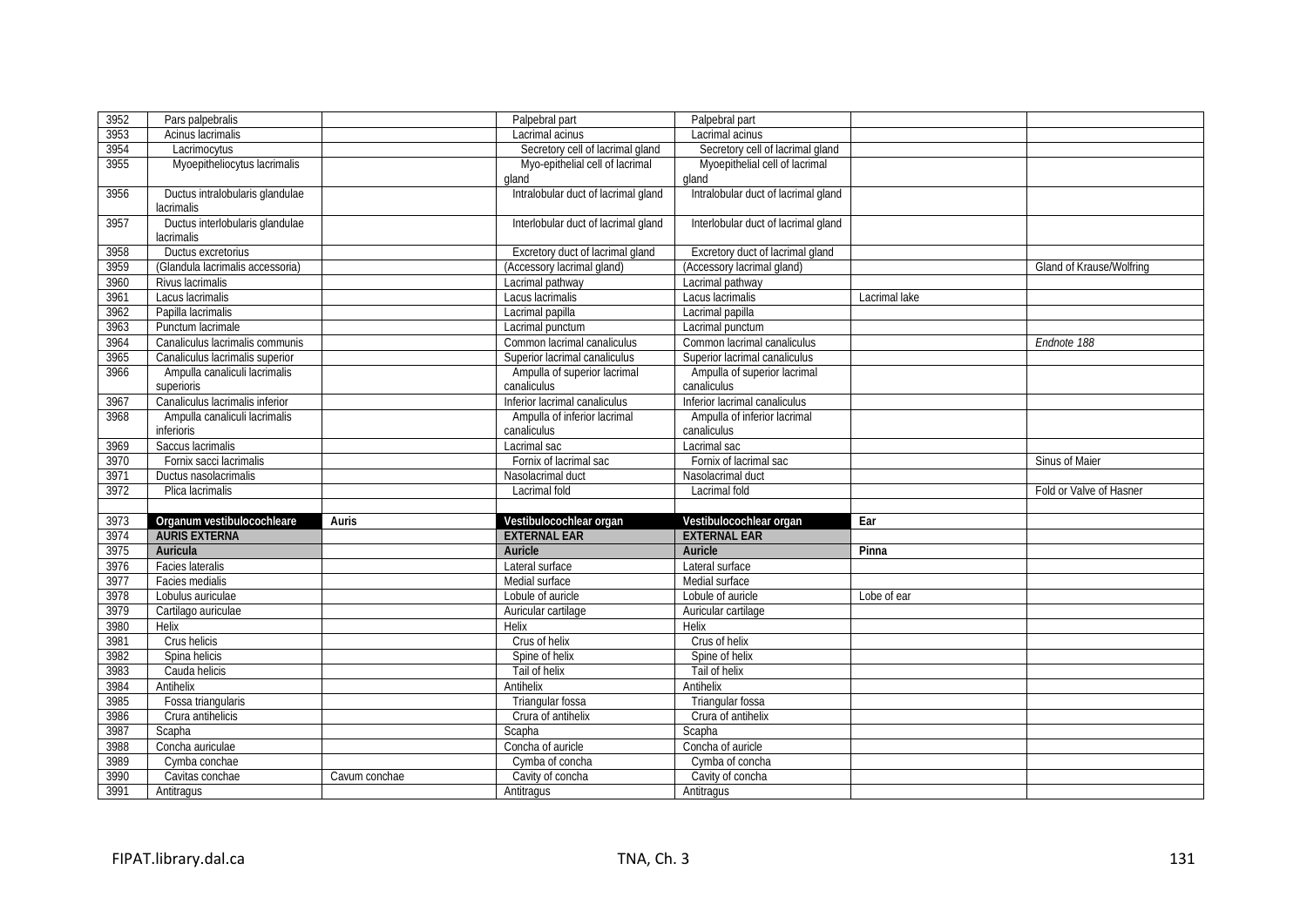| 3952 | Pars palpebralis | | Palpebral part | Palpebral part | | |
|---|---|---|---|---|---|---|
| 3953 | Acinus lacrimalis | | Lacrimal acinus | Lacrimal acinus | | |
| 3954 | Lacrimocytus | | Secretory cell of lacrimal gland | Secretory cell of lacrimal gland | | |
| 3955 | Myoepitheliocytus lacrimalis | | Myo-epithelial cell of lacrimal gland | Myoepithelial cell of lacrimal gland | | |
| 3956 | Ductus intralobularis glandulae lacrimalis | | Intralobular duct of lacrimal gland | Intralobular duct of lacrimal gland | | |
| 3957 | Ductus interlobularis glandulae lacrimalis | | Interlobular duct of lacrimal gland | Interlobular duct of lacrimal gland | | |
| 3958 | Ductus excretorius | | Excretory duct of lacrimal gland | Excretory duct of lacrimal gland | | |
| 3959 | (Glandula lacrimalis accessoria) | | (Accessory lacrimal gland) | (Accessory lacrimal gland) | | Gland of Krause/Wolfring |
| 3960 | Rivus lacrimalis | | Lacrimal pathway | Lacrimal pathway | | |
| 3961 | Lacus lacrimalis | | Lacus lacrimalis | Lacus lacrimalis | Lacrimal lake | |
| 3962 | Papilla lacrimalis | | Lacrimal papilla | Lacrimal papilla | | |
| 3963 | Punctum lacrimale | | Lacrimal punctum | Lacrimal punctum | | |
| 3964 | Canaliculus lacrimalis communis | | Common lacrimal canaliculus | Common lacrimal canaliculus | | *Endnote 188* |
| 3965 | Canaliculus lacrimalis superior | | Superior lacrimal canaliculus | Superior lacrimal canaliculus | | |
| 3966 | Ampulla canaliculi lacrimalis superioris | | Ampulla of superior lacrimal canaliculus | Ampulla of superior lacrimal canaliculus | | |
| 3967 | Canaliculus lacrimalis inferior | | Inferior lacrimal canaliculus | Inferior lacrimal canaliculus | | |
| 3968 | Ampulla canaliculi lacrimalis inferioris | | Ampulla of inferior lacrimal canaliculus | Ampulla of inferior lacrimal canaliculus | | |
| 3969 | Saccus lacrimalis | | Lacrimal sac | Lacrimal sac | | |
| 3970 | Fornix sacci lacrimalis | | Fornix of lacrimal sac | Fornix of lacrimal sac | | Sinus of Maier |
| 3971 | Ductus nasolacrimalis | | Nasolacrimal duct | Nasolacrimal duct | | |
| 3972 | Plica lacrimalis | | Lacrimal fold | Lacrimal fold | | Fold or Valve of Hasner |
| | | | | | | |
| 3973 | **Organum vestibulocochleare** | **Auris** | **Vestibulocochlear organ** | **Vestibulocochlear organ** | **Ear** | |
| 3974 | **AURIS EXTERNA** | | **EXTERNAL EAR** | **EXTERNAL EAR** | | |
| 3975 | **Auricula** | | **Auricle** | **Auricle** | **Pinna** | |
| 3976 | Facies lateralis | | Lateral surface | Lateral surface | | |
| 3977 | Facies medialis | | Medial surface | Medial surface | | |
| 3978 | Lobulus auriculae | | Lobule of auricle | Lobule of auricle | Lobe of ear | |
| 3979 | Cartilago auriculae | | Auricular cartilage | Auricular cartilage | | |
| 3980 | Helix | | Helix | Helix | | |
| 3981 | Crus helicis | | Crus of helix | Crus of helix | | |
| 3982 | Spina helicis | | Spine of helix | Spine of helix | | |
| 3983 | Cauda helicis | | Tail of helix | Tail of helix | | |
| 3984 | Antihelix | | Antihelix | Antihelix | | |
| 3985 | Fossa triangularis | | Triangular fossa | Triangular fossa | | |
| 3986 | Crura antihelicis | | Crura of antihelix | Crura of antihelix | | |
| 3987 | Scapha | | Scapha | Scapha | | |
| 3988 | Concha auriculae | | Concha of auricle | Concha of auricle | | |
| 3989 | Cymba conchae | | Cymba of concha | Cymba of concha | | |
| 3990 | Cavitas conchae | Cavum conchae | Cavity of concha | Cavity of concha | | |
| 3991 | Antitragus | | Antitragus | Antitragus | | |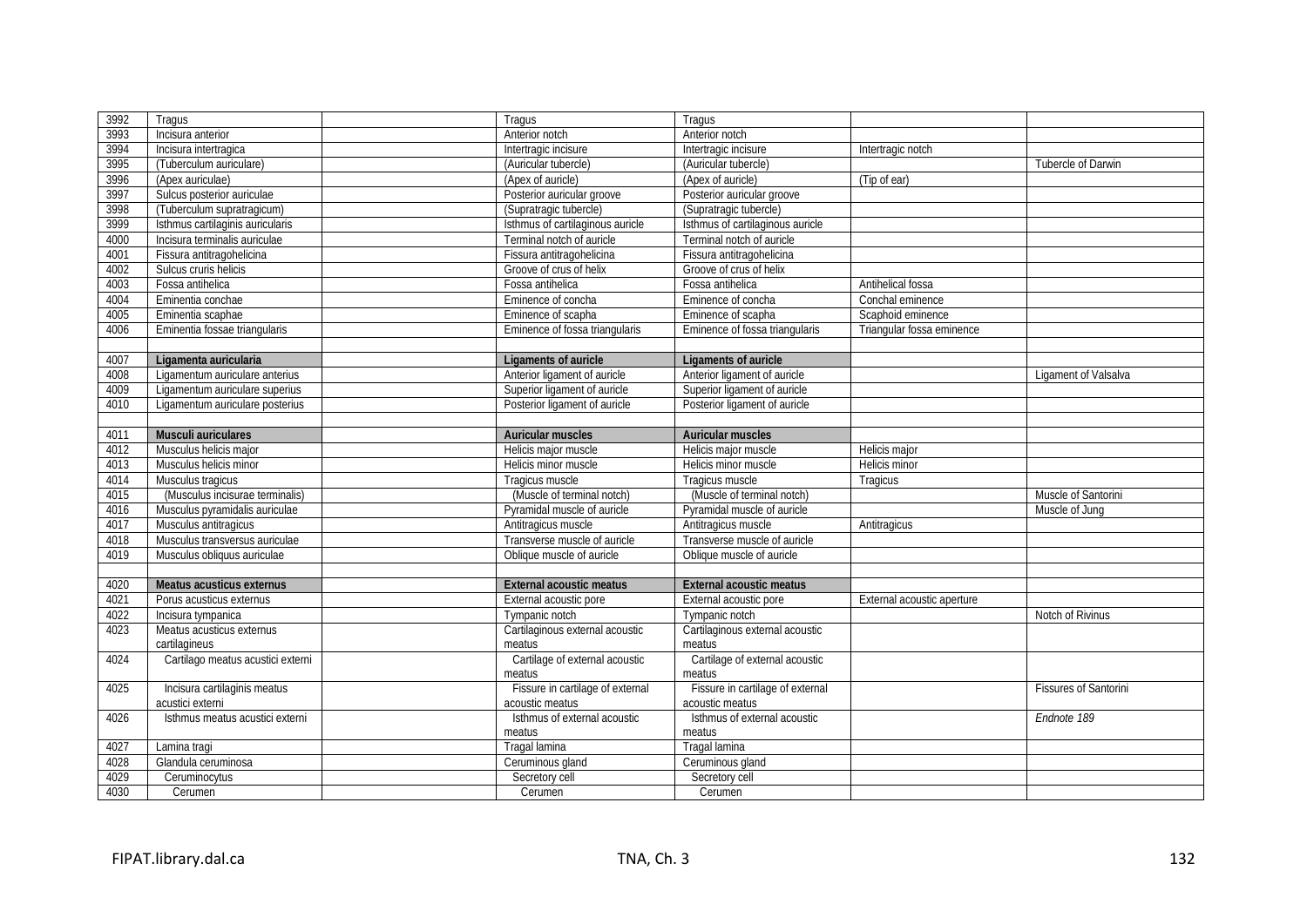| | | | | | | |
|---|---|---|---|---|---|---|
| 3992 | Tragus | | Tragus | Tragus | | |
| 3993 | Incisura anterior | | Anterior notch | Anterior notch | | |
| 3994 | Incisura intertragica | | Intertragic incisure | Intertragic incisure | Intertragic notch | |
| 3995 | (Tuberculum auriculare) | | (Auricular tubercle) | (Auricular tubercle) | | Tubercle of Darwin |
| 3996 | (Apex auriculae) | | (Apex of auricle) | (Apex of auricle) | (Tip of ear) | |
| 3997 | Sulcus posterior auriculae | | Posterior auricular groove | Posterior auricular groove | | |
| 3998 | (Tuberculum supratragicum) | | (Supratragic tubercle) | (Supratragic tubercle) | | |
| 3999 | Isthmus cartilaginis auricularis | | Isthmus of cartilaginous auricle | Isthmus of cartilaginous auricle | | |
| 4000 | Incisura terminalis auriculae | | Terminal notch of auricle | Terminal notch of auricle | | |
| 4001 | Fissura antitragohelicina | | Fissura antitragohelicina | Fissura antitragohelicina | | |
| 4002 | Sulcus cruris helicis | | Groove of crus of helix | Groove of crus of helix | | |
| 4003 | Fossa antihelica | | Fossa antihelica | Fossa antihelica | Antihelical fossa | |
| 4004 | Eminentia conchae | | Eminence of concha | Eminence of concha | Conchal eminence | |
| 4005 | Eminentia scaphae | | Eminence of scapha | Eminence of scapha | Scaphoid eminence | |
| 4006 | Eminentia fossae triangularis | | Eminence of fossa triangularis | Eminence of fossa triangularis | Triangular fossa eminence | |
| | | | | | | |
| 4007 | **Ligamenta auricularia** | | **Ligaments of auricle** | **Ligaments of auricle** | | |
| 4008 | Ligamentum auriculare anterius | | Anterior ligament of auricle | Anterior ligament of auricle | | Ligament of Valsalva |
| 4009 | Ligamentum auriculare superius | | Superior ligament of auricle | Superior ligament of auricle | | |
| 4010 | Ligamentum auriculare posterius | | Posterior ligament of auricle | Posterior ligament of auricle | | |
| | | | | | | |
| 4011 | **Musculi auriculares** | | **Auricular muscles** | **Auricular muscles** | | |
| 4012 | Musculus helicis major | | Helicis major muscle | Helicis major muscle | Helicis major | |
| 4013 | Musculus helicis minor | | Helicis minor muscle | Helicis minor muscle | Helicis minor | |
| 4014 | Musculus tragicus | | Tragicus muscle | Tragicus muscle | Tragicus | |
| 4015 | (Musculus incisurae terminalis) | | (Muscle of terminal notch) | (Muscle of terminal notch) | | Muscle of Santorini |
| 4016 | Musculus pyramidalis auriculae | | Pyramidal muscle of auricle | Pyramidal muscle of auricle | | Muscle of Jung |
| 4017 | Musculus antitragicus | | Antitragicus muscle | Antitragicus muscle | Antitragicus | |
| 4018 | Musculus transversus auriculae | | Transverse muscle of auricle | Transverse muscle of auricle | | |
| 4019 | Musculus obliquus auriculae | | Oblique muscle of auricle | Oblique muscle of auricle | | |
| | | | | | | |
| 4020 | **Meatus acusticus externus** | | **External acoustic meatus** | **External acoustic meatus** | | |
| 4021 | Porus acusticus externus | | External acoustic pore | External acoustic pore | External acoustic aperture | |
| 4022 | Incisura tympanica | | Tympanic notch | Tympanic notch | | Notch of Rivinus |
| 4023 | Meatus acusticus externus cartilagineus | | Cartilaginous external acoustic meatus | Cartilaginous external acoustic meatus | | |
| 4024 | Cartilago meatus acustici externi | | Cartilage of external acoustic meatus | Cartilage of external acoustic meatus | | |
| 4025 | Incisura cartilaginis meatus acustici externi | | Fissure in cartilage of external acoustic meatus | Fissure in cartilage of external acoustic meatus | | Fissures of Santorini |
| 4026 | Isthmus meatus acustici externi | | Isthmus of external acoustic meatus | Isthmus of external acoustic meatus | | *Endnote 189* |
| 4027 | Lamina tragi | | Tragal lamina | Tragal lamina | | |
| 4028 | Glandula ceruminosa | | Ceruminous gland | Ceruminous gland | | |
| 4029 | Ceruminocytus | | Secretory cell | Secretory cell | | |
| 4030 | Cerumen | | Cerumen | Cerumen | | |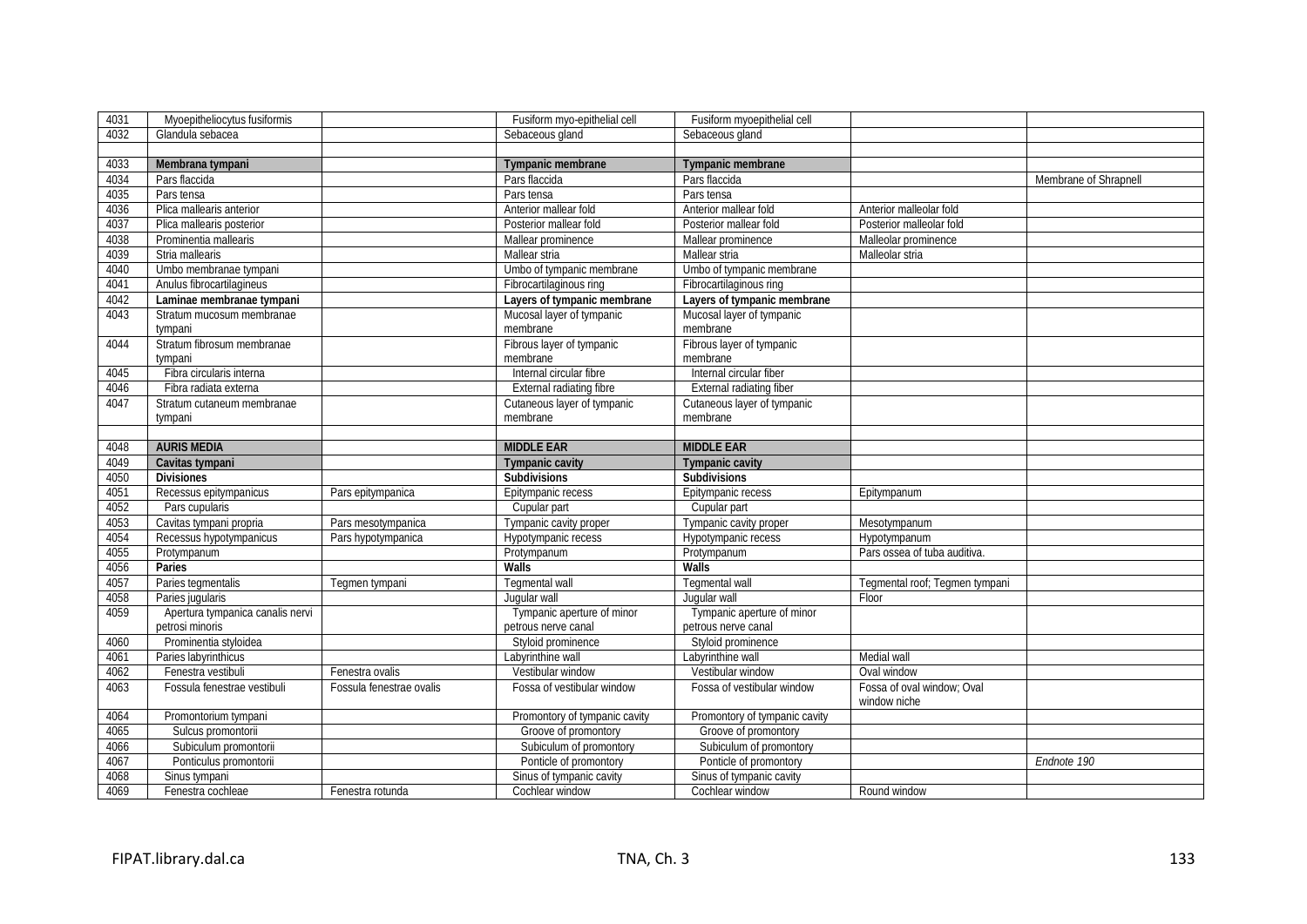| | | | | | | |
|---|---|---|---|---|---|---|
| 4031 | Myoepitheliocytus fusiformis | | Fusiform myo-epithelial cell | Fusiform myoepithelial cell | | |
| 4032 | Glandula sebacea | | Sebaceous gland | Sebaceous gland | | |
| | | | | | | |
| 4033 | **Membrana tympani** | | **Tympanic membrane** | **Tympanic membrane** | | |
| 4034 | Pars flaccida | | Pars flaccida | Pars flaccida | | Membrane of Shrapnell |
| 4035 | Pars tensa | | Pars tensa | Pars tensa | | |
| 4036 | Plica mallearis anterior | | Anterior mallear fold | Anterior mallear fold | Anterior malleolar fold | |
| 4037 | Plica mallearis posterior | | Posterior mallear fold | Posterior mallear fold | Posterior malleolar fold | |
| 4038 | Prominentia mallearis | | Mallear prominence | Mallear prominence | Malleolar prominence | |
| 4039 | Stria mallearis | | Mallear stria | Mallear stria | Malleolar stria | |
| 4040 | Umbo membranae tympani | | Umbo of tympanic membrane | Umbo of tympanic membrane | | |
| 4041 | Anulus fibrocartilagineus | | Fibrocartilaginous ring | Fibrocartilaginous ring | | |
| 4042 | **Laminae membranae tympani** | | **Layers of tympanic membrane** | **Layers of tympanic membrane** | | |
| 4043 | Stratum mucosum membranae tympani | | Mucosal layer of tympanic membrane | Mucosal layer of tympanic membrane | | |
| 4044 | Stratum fibrosum membranae tympani | | Fibrous layer of tympanic membrane | Fibrous layer of tympanic membrane | | |
| 4045 | Fibra circularis interna | | Internal circular fibre | Internal circular fiber | | |
| 4046 | Fibra radiata externa | | External radiating fibre | External radiating fiber | | |
| 4047 | Stratum cutaneum membranae tympani | | Cutaneous layer of tympanic membrane | Cutaneous layer of tympanic membrane | | |
| | | | | | | |
| 4048 | **AURIS MEDIA** | | **MIDDLE EAR** | **MIDDLE EAR** | | |
| 4049 | **Cavitas tympani** | | **Tympanic cavity** | **Tympanic cavity** | | |
| 4050 | **Divisiones** | | **Subdivisions** | **Subdivisions** | | |
| 4051 | Recessus epitympanicus | Pars epitympanica | Epitympanic recess | Epitympanic recess | Epitympanum | |
| 4052 | Pars cupularis | | Cupular part | Cupular part | | |
| 4053 | Cavitas tympani propria | Pars mesotympanica | Tympanic cavity proper | Tympanic cavity proper | Mesotympanum | |
| 4054 | Recessus hypotympanicus | Pars hypotympanica | Hypotympanic recess | Hypotympanic recess | Hypotympanum | |
| 4055 | Protympanum | | Protympanum | Protympanum | Pars ossea of tuba auditiva. | |
| 4056 | **Paries** | | **Walls** | **Walls** | | |
| 4057 | Paries tegmentalis | Tegmen tympani | Tegmental wall | Tegmental wall | Tegmental roof; Tegmen tympani | |
| 4058 | Paries jugularis | | Jugular wall | Jugular wall | Floor | |
| 4059 | Apertura tympanica canalis nervi petrosi minoris | | Tympanic aperture of minor petrous nerve canal | Tympanic aperture of minor petrous nerve canal | | |
| 4060 | Prominentia styloidea | | Styloid prominence | Styloid prominence | | |
| 4061 | Paries labyrinthicus | | Labyrinthine wall | Labyrinthine wall | Medial wall | |
| 4062 | Fenestra vestibuli | Fenestra ovalis | Vestibular window | Vestibular window | Oval window | |
| 4063 | Fossula fenestrae vestibuli | Fossula fenestrae ovalis | Fossa of vestibular window | Fossa of vestibular window | Fossa of oval window; Oval window niche | |
| 4064 | Promontorium tympani | | Promontory of tympanic cavity | Promontory of tympanic cavity | | |
| 4065 | Sulcus promontorii | | Groove of promontory | Groove of promontory | | |
| 4066 | Subiculum promontorii | | Subiculum of promontory | Subiculum of promontory | | |
| 4067 | Ponticulus promontorii | | Ponticle of promontory | Ponticle of promontory | | *Endnote 190* |
| 4068 | Sinus tympani | | Sinus of tympanic cavity | Sinus of tympanic cavity | | |
| 4069 | Fenestra cochleae | Fenestra rotunda | Cochlear window | Cochlear window | Round window | |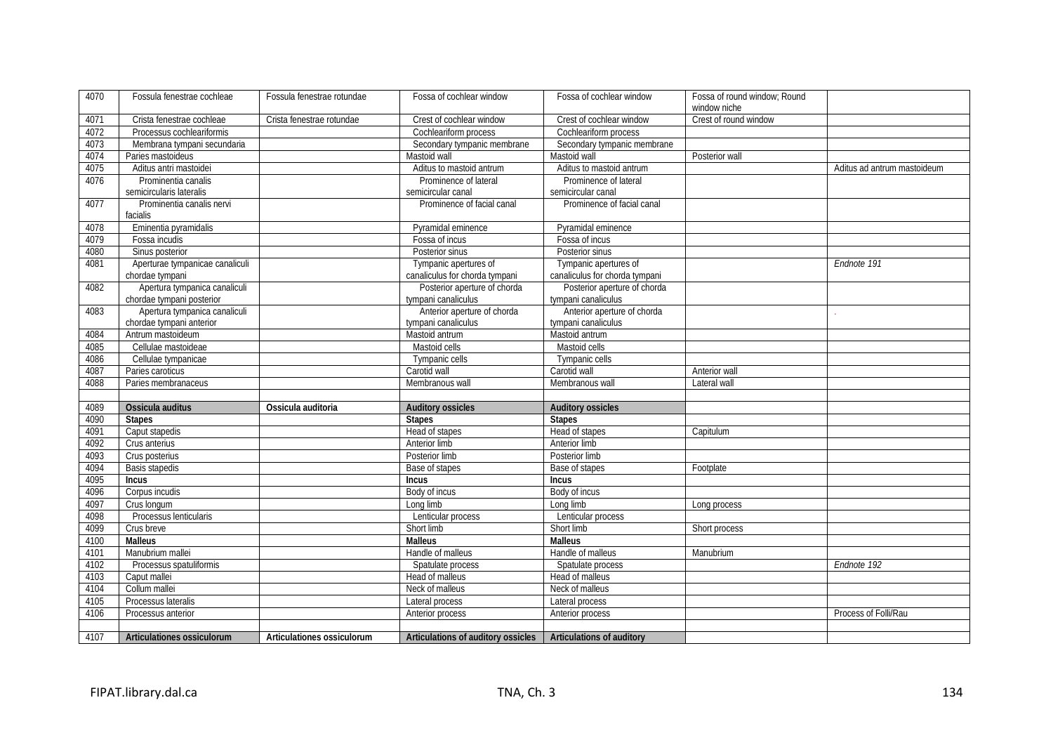| 4070 | Fossula fenestrae cochleae | Fossula fenestrae rotundae | Fossa of cochlear window | Fossa of cochlear window | Fossa of round window; Round window niche | |
|---|---|---|---|---|---|---|
| 4071 | Crista fenestrae cochleae | Crista fenestrae rotundae | Crest of cochlear window | Crest of cochlear window | Crest of round window | |
| 4072 | Processus cochleariformis | | Cochleariform process | Cochleariform process | | |
| 4073 | Membrana tympani secundaria | | Secondary tympanic membrane | Secondary tympanic membrane | | |
| 4074 | Paries mastoideus | | Mastoid wall | Mastoid wall | Posterior wall | |
| 4075 | Aditus antri mastoidei | | Aditus to mastoid antrum | Aditus to mastoid antrum | | Aditus ad antrum mastoideum |
| 4076 | Prominentia canalis semicircularis lateralis | | Prominence of lateral semicircular canal | Prominence of lateral semicircular canal | | |
| 4077 | Prominentia canalis nervi facialis | | Prominence of facial canal | Prominence of facial canal | | |
| 4078 | Eminentia pyramidalis | | Pyramidal eminence | Pyramidal eminence | | |
| 4079 | Fossa incudis | | Fossa of incus | Fossa of incus | | |
| 4080 | Sinus posterior | | Posterior sinus | Posterior sinus | | |
| 4081 | Aperturae tympanicae canaliculi chordae tympani | | Tympanic apertures of canaliculus for chorda tympani | Tympanic apertures of canaliculus for chorda tympani | | *Endnote 191* |
| 4082 | Apertura tympanica canaliculi chordae tympani posterior | | Posterior aperture of chorda tympani canaliculus | Posterior aperture of chorda tympani canaliculus | | |
| 4083 | Apertura tympanica canaliculi chordae tympani anterior | | Anterior aperture of chorda tympani canaliculus | Anterior aperture of chorda tympani canaliculus | | . |
| 4084 | Antrum mastoideum | | Mastoid antrum | Mastoid antrum | | |
| 4085 | Cellulae mastoideae | | Mastoid cells | Mastoid cells | | |
| 4086 | Cellulae tympanicae | | Tympanic cells | Tympanic cells | | |
| 4087 | Paries caroticus | | Carotid wall | Carotid wall | Anterior wall | |
| 4088 | Paries membranaceus | | Membranous wall | Membranous wall | Lateral wall | |
| | | | | | | |
| 4089 | **Ossicula auditus** | **Ossicula auditoria** | **Auditory ossicles** | **Auditory ossicles** | | |
| 4090 | **Stapes** | | **Stapes** | **Stapes** | | |
| 4091 | Caput stapedis | | Head of stapes | Head of stapes | Capitulum | |
| 4092 | Crus anterius | | Anterior limb | Anterior limb | | |
| 4093 | Crus posterius | | Posterior limb | Posterior limb | | |
| 4094 | Basis stapedis | | Base of stapes | Base of stapes | Footplate | |
| 4095 | **Incus** | | **Incus** | **Incus** | | |
| 4096 | Corpus incudis | | Body of incus | Body of incus | | |
| 4097 | Crus longum | | Long limb | Long limb | Long process | |
| 4098 | Processus lenticularis | | Lenticular process | Lenticular process | | |
| 4099 | Crus breve | | Short limb | Short limb | Short process | |
| 4100 | **Malleus** | | **Malleus** | **Malleus** | | |
| 4101 | Manubrium mallei | | Handle of malleus | Handle of malleus | Manubrium | |
| 4102 | Processus spatuliformis | | Spatulate process | Spatulate process | | *Endnote 192* |
| 4103 | Caput mallei | | Head of malleus | Head of malleus | | |
| 4104 | Collum mallei | | Neck of malleus | Neck of malleus | | |
| 4105 | Processus lateralis | | Lateral process | Lateral process | | |
| 4106 | Processus anterior | | Anterior process | Anterior process | | Process of Folli/Rau |
| | | | | | | |
| 4107 | **Articulationes ossiculorum** | **Articulationes ossiculorum** | **Articulations of auditory ossicles** | **Articulations of auditory** | | |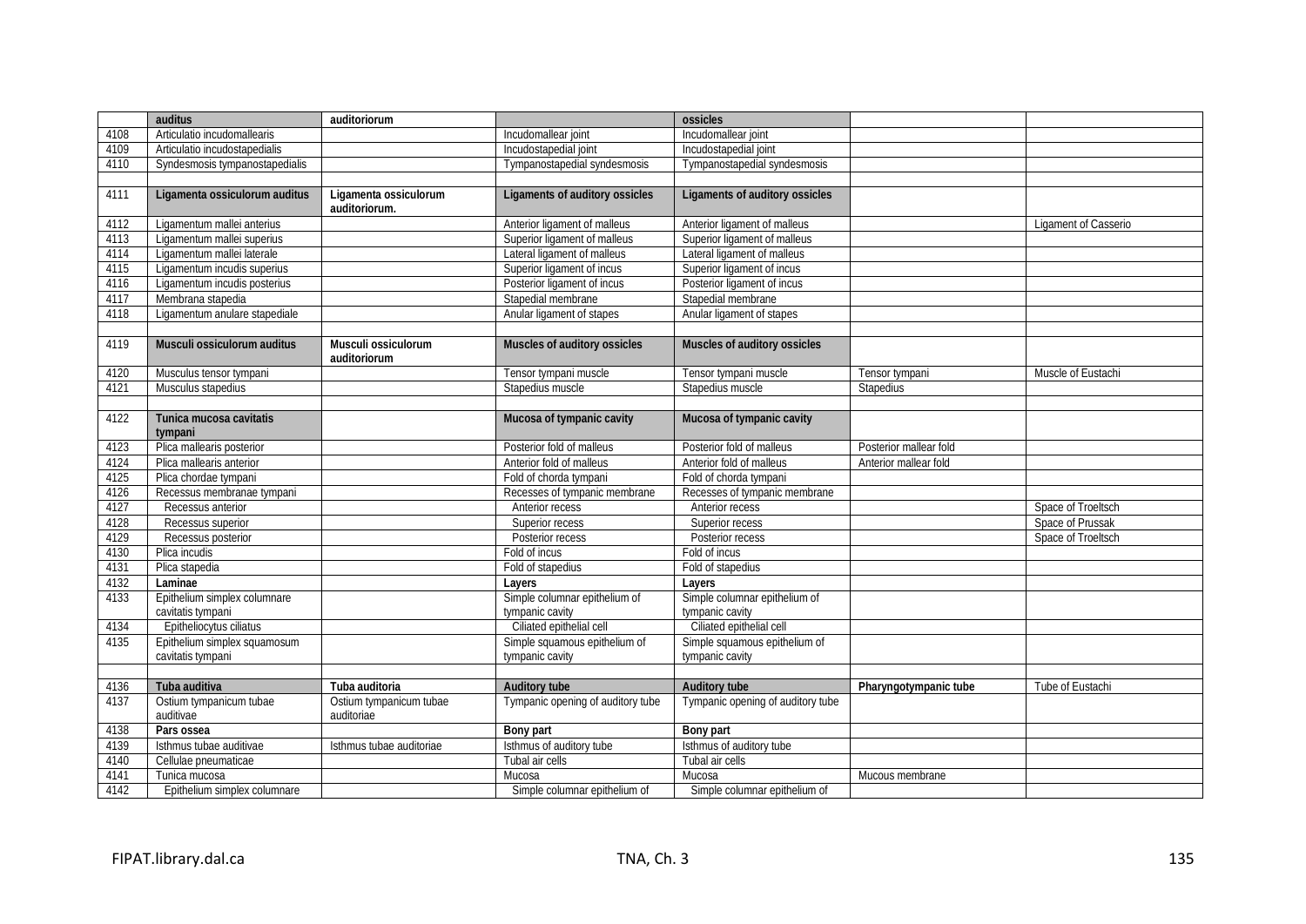| | auditus | auditoriorum | | ossicles | | |
|---|---|---|---|---|---|---|
| 4108 | Articulatio incudomallearis | | Incudomallear joint | Incudomallear joint | | |
| 4109 | Articulatio incudostapedialis | | Incudostapedial joint | Incudostapedial joint | | |
| 4110 | Syndesmosis tympanostapedialis | | Tympanostapedial syndesmosis | Tympanostapedial syndesmosis | | |
| | | | | | | |
| 4111 | **Ligamenta ossiculorum auditus** | **Ligamenta ossiculorum auditoriorum.** | **Ligaments of auditory ossicles** | **Ligaments of auditory ossicles** | | |
| 4112 | Ligamentum mallei anterius | | Anterior ligament of malleus | Anterior ligament of malleus | | Ligament of Casserio |
| 4113 | Ligamentum mallei superius | | Superior ligament of malleus | Superior ligament of malleus | | |
| 4114 | Ligamentum mallei laterale | | Lateral ligament of malleus | Lateral ligament of malleus | | |
| 4115 | Ligamentum incudis superius | | Superior ligament of incus | Superior ligament of incus | | |
| 4116 | Ligamentum incudis posterius | | Posterior ligament of incus | Posterior ligament of incus | | |
| 4117 | Membrana stapedia | | Stapedial membrane | Stapedial membrane | | |
| 4118 | Ligamentum anulare stapediale | | Anular ligament of stapes | Anular ligament of stapes | | |
| | | | | | | |
| 4119 | **Musculi ossiculorum auditus** | **Musculi ossiculorum auditoriorum** | **Muscles of auditory ossicles** | **Muscles of auditory ossicles** | | |
| 4120 | Musculus tensor tympani | | Tensor tympani muscle | Tensor tympani muscle | Tensor tympani | Muscle of Eustachi |
| 4121 | Musculus stapedius | | Stapedius muscle | Stapedius muscle | Stapedius | |
| | | | | | | |
| 4122 | **Tunica mucosa cavitatis tympani** | | **Mucosa of tympanic cavity** | **Mucosa of tympanic cavity** | | |
| 4123 | Plica mallearis posterior | | Posterior fold of malleus | Posterior fold of malleus | Posterior mallear fold | |
| 4124 | Plica mallearis anterior | | Anterior fold of malleus | Anterior fold of malleus | Anterior mallear fold | |
| 4125 | Plica chordae tympani | | Fold of chorda tympani | Fold of chorda tympani | | |
| 4126 | Recessus membranae tympani | | Recesses of tympanic membrane | Recesses of tympanic membrane | | |
| 4127 | Recessus anterior | | Anterior recess | Anterior recess | | Space of Troeltsch |
| 4128 | Recessus superior | | Superior recess | Superior recess | | Space of Prussak |
| 4129 | Recessus posterior | | Posterior recess | Posterior recess | | Space of Troeltsch |
| 4130 | Plica incudis | | Fold of incus | Fold of incus | | |
| 4131 | Plica stapedia | | Fold of stapedius | Fold of stapedius | | |
| 4132 | **Laminae** | | **Layers** | **Layers** | | |
| 4133 | Epithelium simplex columnare cavitatis tympani | | Simple columnar epithelium of tympanic cavity | Simple columnar epithelium of tympanic cavity | | |
| 4134 | Epitheliocytus ciliatus | | Ciliated epithelial cell | Ciliated epithelial cell | | |
| 4135 | Epithelium simplex squamosum cavitatis tympani | | Simple squamous epithelium of tympanic cavity | Simple squamous epithelium of tympanic cavity | | |
| | | | | | | |
| 4136 | **Tuba auditiva** | **Tuba auditoria** | **Auditory tube** | **Auditory tube** | **Pharyngotympanic tube** | Tube of Eustachi |
| 4137 | Ostium tympanicum tubae auditivae | Ostium tympanicum tubae auditoriae | Tympanic opening of auditory tube | Tympanic opening of auditory tube | | |
| 4138 | **Pars ossea** | | **Bony part** | **Bony part** | | |
| 4139 | Isthmus tubae auditivae | Isthmus tubae auditoriae | Isthmus of auditory tube | Isthmus of auditory tube | | |
| 4140 | Cellulae pneumaticae | | Tubal air cells | Tubal air cells | | |
| 4141 | Tunica mucosa | | Mucosa | Mucosa | Mucous membrane | |
| 4142 | Epithelium simplex columnare | | Simple columnar epithelium of | Simple columnar epithelium of | | |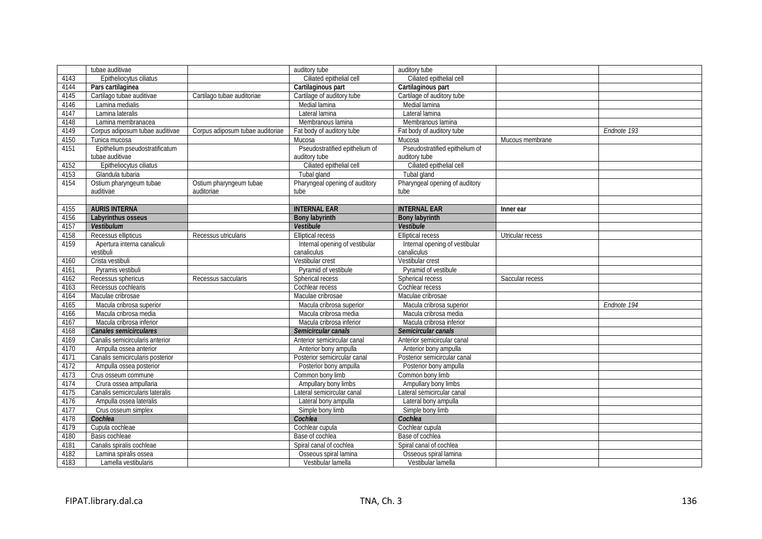| | | | | | | |
|---|---|---|---|---|---|---|
| | tubae auditivae | | auditory tube | auditory tube | | |
| 4143 | Epitheliocytus ciliatus | | Ciliated epithelial cell | Ciliated epithelial cell | | |
| 4144 | **Pars cartilaginea** | | **Cartilaginous part** | **Cartilaginous part** | | |
| 4145 | Cartilago tubae auditivae | Cartilago tubae auditoriae | Cartilage of auditory tube | Cartilage of auditory tube | | |
| 4146 | Lamina medialis | | Medial lamina | Medial lamina | | |
| 4147 | Lamina lateralis | | Lateral lamina | Lateral lamina | | |
| 4148 | Lamina membranacea | | Membranous lamina | Membranous lamina | | |
| 4149 | Corpus adiposum tubae auditivae | Corpus adiposum tubae auditoriae | Fat body of auditory tube | Fat body of auditory tube | | *Endnote 193* |
| 4150 | Tunica mucosa | | Mucosa | Mucosa | Mucous membrane | |
| 4151 | Epithelium pseudostratificatum tubae auditivae | | Pseudostratified epithelium of auditory tube | Pseudostratified epithelium of auditory tube | | |
| 4152 | Epitheliocytus ciliatus | | Ciliated epithelial cell | Ciliated epithelial cell | | |
| 4153 | Glandula tubaria | | Tubal gland | Tubal gland | | |
| 4154 | Ostium pharyngeum tubae auditivae | Ostium pharyngeum tubae auditoriae | Pharyngeal opening of auditory tube | Pharyngeal opening of auditory tube | | |
| | | | | | | |
| 4155 | **AURIS INTERNA** | | **INTERNAL EAR** | **INTERNAL EAR** | **Inner ear** | |
| 4156 | **Labyrinthus osseus** | | **Bony labyrinth** | **Bony labyrinth** | | |
| 4157 | ***Vestibulum*** | | ***Vestibule*** | ***Vestibule*** | | |
| 4158 | Recessus ellipticus | Recessus utricularis | Elliptical recess | Elliptical recess | Utricular recess | |
| 4159 | Apertura interna canaliculi vestibuli | | Internal opening of vestibular canaliculus | Internal opening of vestibular canaliculus | | |
| 4160 | Crista vestibuli | | Vestibular crest | Vestibular crest | | |
| 4161 | Pyramis vestibuli | | Pyramid of vestibule | Pyramid of vestibule | | |
| 4162 | Recessus sphericus | Recessus saccularis | Spherical recess | Spherical recess | Saccular recess | |
| 4163 | Recessus cochlearis | | Cochlear recess | Cochlear recess | | |
| 4164 | Maculae cribrosae | | Maculae cribrosae | Maculae cribrosae | | |
| 4165 | Macula cribrosa superior | | Macula cribrosa superior | Macula cribrosa superior | | *Endnote 194* |
| 4166 | Macula cribrosa media | | Macula cribrosa media | Macula cribrosa media | | |
| 4167 | Macula cribrosa inferior | | Macula cribrosa inferior | Macula cribrosa inferior | | |
| 4168 | ***Canales semicirculares*** | | ***Semicircular canals*** | ***Semicircular canals*** | | |
| 4169 | Canalis semicircularis anterior | | Anterior semicircular canal | Anterior semicircular canal | | |
| 4170 | Ampulla ossea anterior | | Anterior bony ampulla | Anterior bony ampulla | | |
| 4171 | Canalis semicircularis posterior | | Posterior semicircular canal | Posterior semicircular canal | | |
| 4172 | Ampulla ossea posterior | | Posterior bony ampulla | Posterior bony ampulla | | |
| 4173 | Crus osseum commune | | Common bony limb | Common bony limb | | |
| 4174 | Crura ossea ampullaria | | Ampullary bony limbs | Ampullary bony limbs | | |
| 4175 | Canalis semicircularis lateralis | | Lateral semicircular canal | Lateral semicircular canal | | |
| 4176 | Ampulla ossea lateralis | | Lateral bony ampulla | Lateral bony ampulla | | |
| 4177 | Crus osseum simplex | | Simple bony limb | Simple bony limb | | |
| 4178 | ***Cochlea*** | | ***Cochlea*** | ***Cochlea*** | | |
| 4179 | Cupula cochleae | | Cochlear cupula | Cochlear cupula | | |
| 4180 | Basis cochleae | | Base of cochlea | Base of cochlea | | |
| 4181 | Canalis spiralis cochleae | | Spiral canal of cochlea | Spiral canal of cochlea | | |
| 4182 | Lamina spiralis ossea | | Osseous spiral lamina | Osseous spiral lamina | | |
| 4183 | Lamella vestibularis | | Vestibular lamella | Vestibular lamella | | |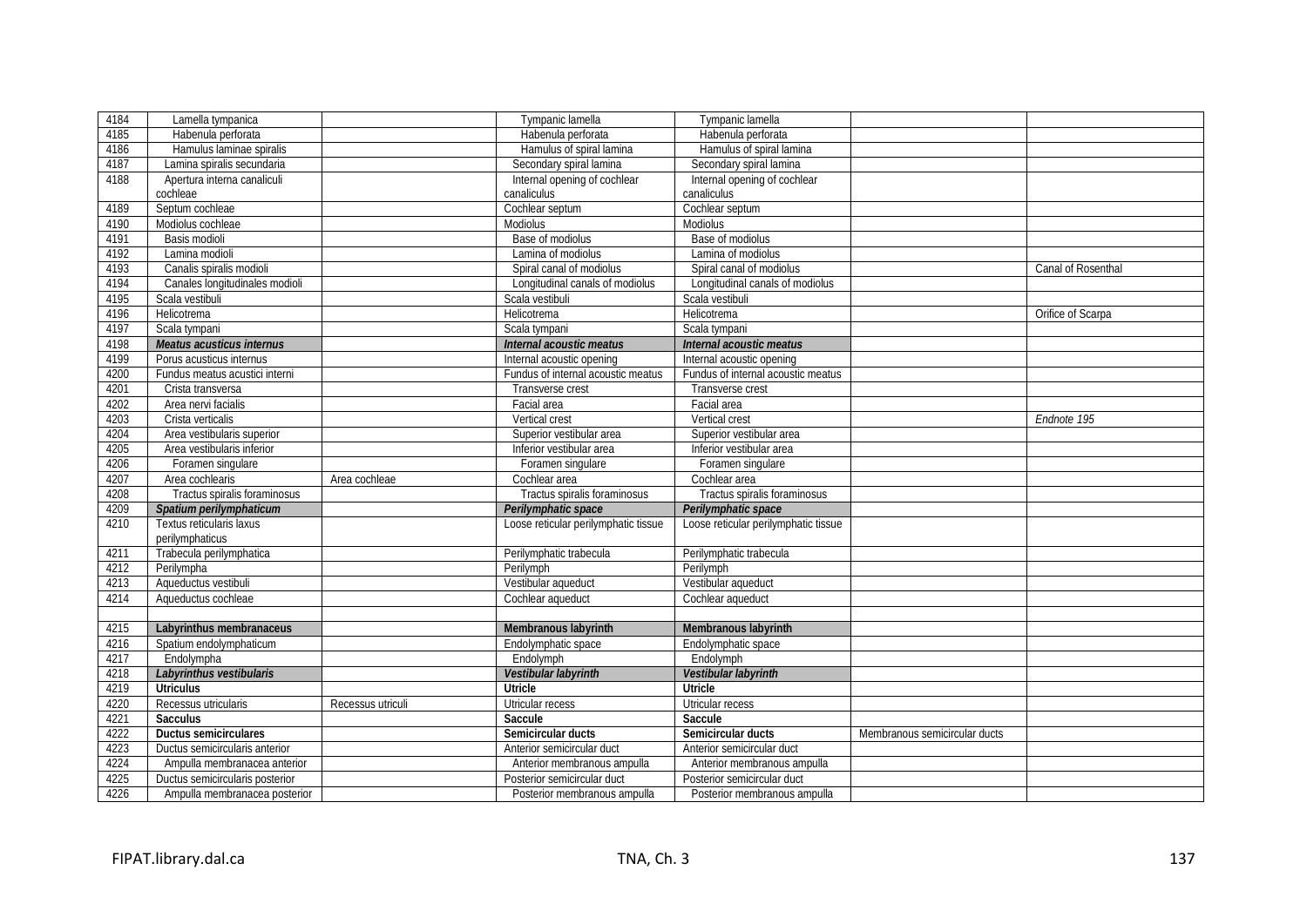| | | | | | | |
|---|---|---|---|---|---|---|
| 4184 | Lamella tympanica | | Tympanic lamella | Tympanic lamella | | |
| 4185 | Habenula perforata | | Habenula perforata | Habenula perforata | | |
| 4186 | Hamulus laminae spiralis | | Hamulus of spiral lamina | Hamulus of spiral lamina | | |
| 4187 | Lamina spiralis secundaria | | Secondary spiral lamina | Secondary spiral lamina | | |
| 4188 | Apertura interna canaliculi cochleae | | Internal opening of cochlear canaliculus | Internal opening of cochlear canaliculus | | |
| 4189 | Septum cochleae | | Cochlear septum | Cochlear septum | | |
| 4190 | Modiolus cochleae | | Modiolus | Modiolus | | |
| 4191 | Basis modioli | | Base of modiolus | Base of modiolus | | |
| 4192 | Lamina modioli | | Lamina of modiolus | Lamina of modiolus | | |
| 4193 | Canalis spiralis modioli | | Spiral canal of modiolus | Spiral canal of modiolus | | Canal of Rosenthal |
| 4194 | Canales longitudinales modioli | | Longitudinal canals of modiolus | Longitudinal canals of modiolus | | |
| 4195 | Scala vestibuli | | Scala vestibuli | Scala vestibuli | | |
| 4196 | Helicotrema | | Helicotrema | Helicotrema | | Orifice of Scarpa |
| 4197 | Scala tympani | | Scala tympani | Scala tympani | | |
| 4198 | ***Meatus acusticus internus*** | | ***Internal acoustic meatus*** | ***Internal acoustic meatus*** | | |
| 4199 | Porus acusticus internus | | Internal acoustic opening | Internal acoustic opening | | |
| 4200 | Fundus meatus acustici interni | | Fundus of internal acoustic meatus | Fundus of internal acoustic meatus | | |
| 4201 | Crista transversa | | Transverse crest | Transverse crest | | |
| 4202 | Area nervi facialis | | Facial area | Facial area | | |
| 4203 | Crista verticalis | | Vertical crest | Vertical crest | | *Endnote 195* |
| 4204 | Area vestibularis superior | | Superior vestibular area | Superior vestibular area | | |
| 4205 | Area vestibularis inferior | | Inferior vestibular area | Inferior vestibular area | | |
| 4206 | Foramen singulare | | Foramen singulare | Foramen singulare | | |
| 4207 | Area cochlearis | Area cochleae | Cochlear area | Cochlear area | | |
| 4208 | Tractus spiralis foraminosus | | Tractus spiralis foraminosus | Tractus spiralis foraminosus | | |
| 4209 | ***Spatium perilymphaticum*** | | ***Perilymphatic space*** | ***Perilymphatic space*** | | |
| 4210 | Textus reticularis laxus perilymphaticus | | Loose reticular perilymphatic tissue | Loose reticular perilymphatic tissue | | |
| 4211 | Trabecula perilymphatica | | Perilymphatic trabecula | Perilymphatic trabecula | | |
| 4212 | Perilympha | | Perilymph | Perilymph | | |
| 4213 | Aqueductus vestibuli | | Vestibular aqueduct | Vestibular aqueduct | | |
| 4214 | Aqueductus cochleae | | Cochlear aqueduct | Cochlear aqueduct | | |
| | | | | | | |
| 4215 | **Labyrinthus membranaceus** | | **Membranous labyrinth** | **Membranous labyrinth** | | |
| 4216 | Spatium endolymphaticum | | Endolymphatic space | Endolymphatic space | | |
| 4217 | Endolympha | | Endolymph | Endolymph | | |
| 4218 | ***Labyrinthus vestibularis*** | | ***Vestibular labyrinth*** | ***Vestibular labyrinth*** | | |
| 4219 | **Utriculus** | | **Utricle** | **Utricle** | | |
| 4220 | Recessus utricularis | Recessus utriculi | Utricular recess | Utricular recess | | |
| 4221 | **Sacculus** | | **Saccule** | **Saccule** | | |
| 4222 | **Ductus semicirculares** | | **Semicircular ducts** | **Semicircular ducts** | Membranous semicircular ducts | |
| 4223 | Ductus semicircularis anterior | | Anterior semicircular duct | Anterior semicircular duct | | |
| 4224 | Ampulla membranacea anterior | | Anterior membranous ampulla | Anterior membranous ampulla | | |
| 4225 | Ductus semicircularis posterior | | Posterior semicircular duct | Posterior semicircular duct | | |
| 4226 | Ampulla membranacea posterior | | Posterior membranous ampulla | Posterior membranous ampulla | | |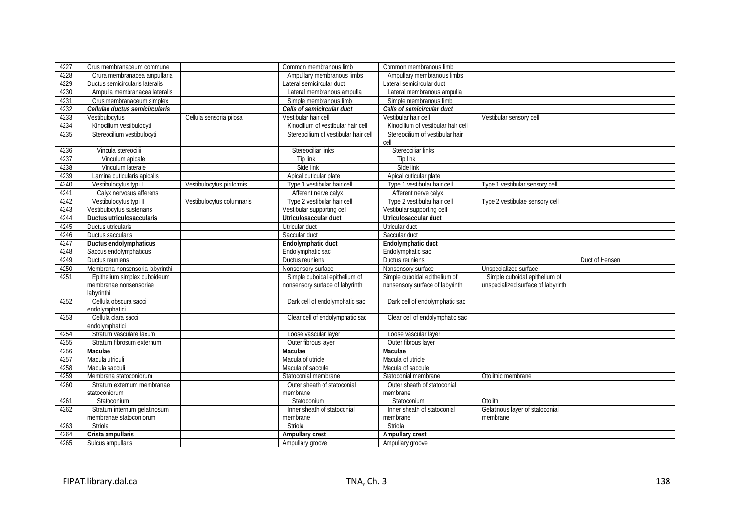| 4227 | Crus membranaceum commune | | Common membranous limb | Common membranous limb | | |
|---|---|---|---|---|---|---|
| 4228 | Crura membranacea ampullaria | | Ampullary membranous limbs | Ampullary membranous limbs | | |
| 4229 | Ductus semicircularis lateralis | | Lateral semicircular duct | Lateral semicircular duct | | |
| 4230 | Ampulla membranacea lateralis | | Lateral membranous ampulla | Lateral membranous ampulla | | |
| 4231 | Crus membranaceum simplex | | Simple membranous limb | Simple membranous limb | | |
| 4232 | ***Cellulae ductus semicircularis*** | | ***Cells of semicircular duct*** | ***Cells of semicircular duct*** | | |
| 4233 | Vestibulocytus | Cellula sensoria pilosa | Vestibular hair cell | Vestibular hair cell | Vestibular sensory cell | |
| 4234 | Kinocilium vestibulocyti | | Kinocilium of vestibular hair cell | Kinocilium of vestibular hair cell | | |
| 4235 | Stereocilium vestibulocyti | | Stereocilium of vestibular hair cell | Stereocilium of vestibular hair cell | | |
| 4236 | Vincula stereocilii | | Stereociliar links | Stereociliar links | | |
| 4237 | Vinculum apicale | | Tip link | Tip link | | |
| 4238 | Vinculum laterale | | Side link | Side link | | |
| 4239 | Lamina cuticularis apicalis | | Apical cuticular plate | Apical cuticular plate | | |
| 4240 | Vestibulocytus typi I | Vestibulocytus piriformis | Type 1 vestibular hair cell | Type 1 vestibular hair cell | Type 1 vestibular sensory cell | |
| 4241 | Calyx nervosus afferens | | Afferent nerve calyx | Afferent nerve calyx | | |
| 4242 | Vestibulocytus typi II | Vestibulocytus columnaris | Type 2 vestibular hair cell | Type 2 vestibular hair cell | Type 2 vestibulae sensory cell | |
| 4243 | Vestibulocytus sustenans | | Vestibular supporting cell | Vestibular supporting cell | | |
| 4244 | **Ductus utriculosaccularis** | | **Utriculosaccular duct** | **Utriculosaccular duct** | | |
| 4245 | Ductus utricularis | | Utricular duct | Utricular duct | | |
| 4246 | Ductus saccularis | | Saccular duct | Saccular duct | | |
| 4247 | **Ductus endolymphaticus** | | **Endolymphatic duct** | **Endolymphatic duct** | | |
| 4248 | Saccus endolymphaticus | | Endolymphatic sac | Endolymphatic sac | | |
| 4249 | Ductus reuniens | | Ductus reuniens | Ductus reuniens | | Duct of Hensen |
| 4250 | Membrana nonsensoria labyrinthi | | Nonsensory surface | Nonsensory surface | Unspecialized surface | |
| 4251 | Epithelium simplex cuboideum membranae nonsensoriae labyrinthi | | Simple cuboidal epithelium of nonsensory surface of labyrinth | Simple cuboidal epithelium of nonsensory surface of labyrinth | Simple cuboidal epithelium of unspecialized surface of labyrinth | |
| 4252 | Cellula obscura sacci endolymphatici | | Dark cell of endolymphatic sac | Dark cell of endolymphatic sac | | |
| 4253 | Cellula clara sacci endolymphatici | | Clear cell of endolymphatic sac | Clear cell of endolymphatic sac | | |
| 4254 | Stratum vasculare laxum | | Loose vascular layer | Loose vascular layer | | |
| 4255 | Stratum fibrosum externum | | Outer fibrous layer | Outer fibrous layer | | |
| 4256 | **Maculae** | | **Maculae** | **Maculae** | | |
| 4257 | Macula utriculi | | Macula of utricle | Macula of utricle | | |
| 4258 | Macula sacculi | | Macula of saccule | Macula of saccule | | |
| 4259 | Membrana statoconiorum | | Statoconial membrane | Statoconial membrane | Otolithic membrane | |
| 4260 | Stratum externum membranae statoconiorum | | Outer sheath of statoconial membrane | Outer sheath of statoconial membrane | | |
| 4261 | Statoconium | | Statoconium | Statoconium | Otolith | |
| 4262 | Stratum internum gelatinosum membranae statoconiorum | | Inner sheath of statoconial membrane | Inner sheath of statoconial membrane | Gelatinous layer of statoconial membrane | |
| 4263 | Striola | | Striola | Striola | | |
| 4264 | **Crista ampullaris** | | **Ampullary crest** | **Ampullary crest** | | |
| 4265 | Sulcus ampullaris | | Ampullary groove | Ampullary groove | | |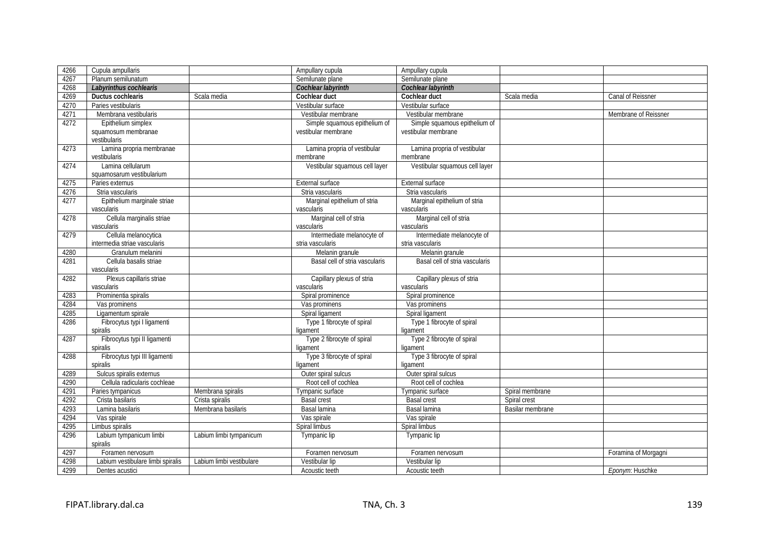| 4266 | Cupula ampullaris | | Ampullary cupula | Ampullary cupula | | |
|---|---|---|---|---|---|---|
| 4267 | Planum semilunatum | | Semilunate plane | Semilunate plane | | |
| 4268 | ***Labyrinthus cochlearis*** | | ***Cochlear labyrinth*** | ***Cochlear labyrinth*** | | |
| 4269 | **Ductus cochlearis** | Scala media | **Cochlear duct** | **Cochlear duct** | Scala media | Canal of Reissner |
| 4270 | Paries vestibularis | | Vestibular surface | Vestibular surface | | |
| 4271 | Membrana vestibularis | | Vestibular membrane | Vestibular membrane | | Membrane of Reissner |
| 4272 | Epithelium simplex squamosum membranae vestibularis | | Simple squamous epithelium of vestibular membrane | Simple squamous epithelium of vestibular membrane | | |
| 4273 | Lamina propria membranae vestibularis | | Lamina propria of vestibular membrane | Lamina propria of vestibular membrane | | |
| 4274 | Lamina cellularum squamosarum vestibularium | | Vestibular squamous cell layer | Vestibular squamous cell layer | | |
| 4275 | Paries externus | | External surface | External surface | | |
| 4276 | Stria vascularis | | Stria vascularis | Stria vascularis | | |
| 4277 | Epithelium marginale striae vascularis | | Marginal epithelium of stria vascularis | Marginal epithelium of stria vascularis | | |
| 4278 | Cellula marginalis striae vascularis | | Marginal cell of stria vascularis | Marginal cell of stria vascularis | | |
| 4279 | Cellula melanocytica intermedia striae vascularis | | Intermediate melanocyte of stria vascularis | Intermediate melanocyte of stria vascularis | | |
| 4280 | Granulum melanini | | Melanin granule | Melanin granule | | |
| 4281 | Cellula basalis striae vascularis | | Basal cell of stria vascularis | Basal cell of stria vascularis | | |
| 4282 | Plexus capillaris striae vascularis | | Capillary plexus of stria vascularis | Capillary plexus of stria vascularis | | |
| 4283 | Prominentia spiralis | | Spiral prominence | Spiral prominence | | |
| 4284 | Vas prominens | | Vas prominens | Vas prominens | | |
| 4285 | Ligamentum spirale | | Spiral ligament | Spiral ligament | | |
| 4286 | Fibrocytus typi I ligamenti spiralis | | Type 1 fibrocyte of spiral ligament | Type 1 fibrocyte of spiral ligament | | |
| 4287 | Fibrocytus typi II ligamenti spiralis | | Type 2 fibrocyte of spiral ligament | Type 2 fibrocyte of spiral ligament | | |
| 4288 | Fibrocytus typi III ligamenti spiralis | | Type 3 fibrocyte of spiral ligament | Type 3 fibrocyte of spiral ligament | | |
| 4289 | Sulcus spiralis externus | | Outer spiral sulcus | Outer spiral sulcus | | |
| 4290 | Cellula radicularis cochleae | | Root cell of cochlea | Root cell of cochlea | | |
| 4291 | Paries tympanicus | Membrana spiralis | Tympanic surface | Tympanic surface | Spiral membrane | |
| 4292 | Crista basilaris | Crista spiralis | Basal crest | Basal crest | Spiral crest | |
| 4293 | Lamina basilaris | Membrana basilaris | Basal lamina | Basal lamina | Basilar membrane | |
| 4294 | Vas spirale | | Vas spirale | Vas spirale | | |
| 4295 | Limbus spiralis | | Spiral limbus | Spiral limbus | | |
| 4296 | Labium tympanicum limbi spiralis | Labium limbi tympanicum | Tympanic lip | Tympanic lip | | |
| 4297 | Foramen nervosum | | Foramen nervosum | Foramen nervosum | | Foramina of Morgagni |
| 4298 | Labium vestibulare limbi spiralis | Labium limbi vestibulare | Vestibular lip | Vestibular lip | | |
| 4299 | Dentes acustici | | Acoustic teeth | Acoustic teeth | | *Eponym*: Huschke |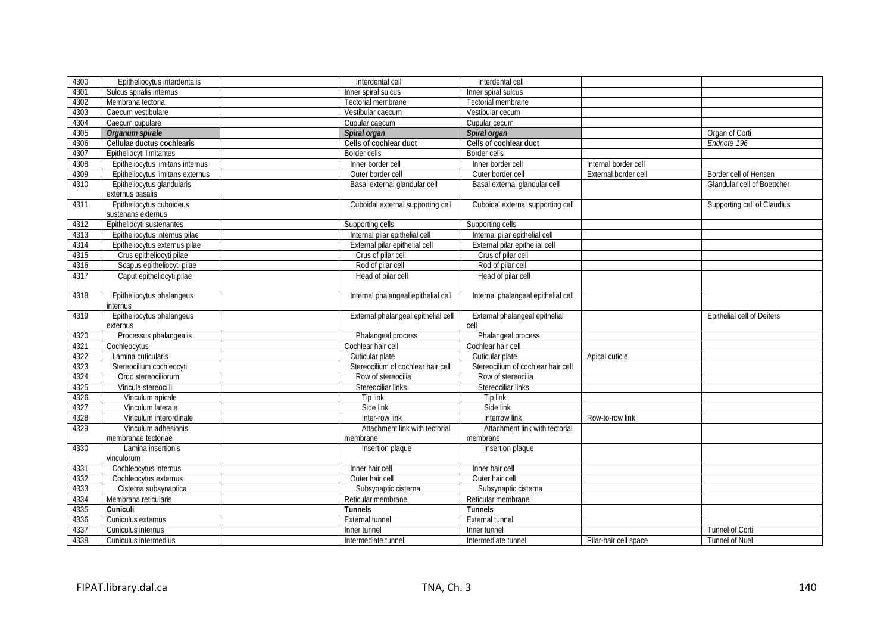| 4300 | Epitheliocytus interdentalis | | Interdental cell | Interdental cell | | |
|---|---|---|---|---|---|---|
| 4301 | Sulcus spiralis internus | | Inner spiral sulcus | Inner spiral sulcus | | |
| 4302 | Membrana tectoria | | Tectorial membrane | Tectorial membrane | | |
| 4303 | Caecum vestibulare | | Vestibular caecum | Vestibular cecum | | |
| 4304 | Caecum cupulare | | Cupular caecum | Cupular cecum | | |
| 4305 | ***Organum spirale*** | | ***Spiral organ*** | ***Spiral organ*** | | Organ of Corti |
| 4306 | **Cellulae ductus cochlearis** | | **Cells of cochlear duct** | **Cells of cochlear duct** | | *Endnote 196* |
| 4307 | Epitheliocyti limitantes | | Border cells | Border cells | | |
| 4308 | Epitheliocytus limitans internus | | Inner border cell | Inner border cell | Internal border cell | |
| 4309 | Epitheliocytus limitans externus | | Outer border cell | Outer border cell | External border cell | Border cell of Hensen |
| 4310 | Epitheliocytus glandularis externus basalis | | Basal external glandular cell | Basal external glandular cell | | Glandular cell of Boettcher |
| 4311 | Epitheliocytus cuboideus sustenans externus | | Cuboidal external supporting cell | Cuboidal external supporting cell | | Supporting cell of Claudius |
| 4312 | Epitheliocyti sustenantes | | Supporting cells | Supporting cells | | |
| 4313 | Epitheliocytus internus pilae | | Internal pilar epithelial cell | Internal pilar epithelial cell | | |
| 4314 | Epitheliocytus externus pilae | | External pilar epithelial cell | External pilar epithelial cell | | |
| 4315 | Crus epitheliocyti pilae | | Crus of pilar cell | Crus of pilar cell | | |
| 4316 | Scapus epitheliocyti pilae | | Rod of pilar cell | Rod of pilar cell | | |
| 4317 | Caput epitheliocyti pilae | | Head of pilar cell | Head of pilar cell | | |
| 4318 | Epitheliocytus phalangeus internus | | Internal phalangeal epithelial cell | Internal phalangeal epithelial cell | | |
| 4319 | Epitheliocytus phalangeus externus | | External phalangeal epithelial cell | External phalangeal epithelial cell | | Epithelial cell of Deiters |
| 4320 | Processus phalangealis | | Phalangeal process | Phalangeal process | | |
| 4321 | Cochleocytus | | Cochlear hair cell | Cochlear hair cell | | |
| 4322 | Lamina cuticularis | | Cuticular plate | Cuticular plate | Apical cuticle | |
| 4323 | Stereocilium cochleocyti | | Stereocilium of cochlear hair cell | Stereocilium of cochlear hair cell | | |
| 4324 | Ordo stereociliorum | | Row of stereocilia | Row of stereocilia | | |
| 4325 | Vincula stereocilii | | Stereociliar links | Stereociliar links | | |
| 4326 | Vinculum apicale | | Tip link | Tip link | | |
| 4327 | Vinculum laterale | | Side link | Side link | | |
| 4328 | Vinculum interordinale | | Inter-row link | Interrow link | Row-to-row link | |
| 4329 | Vinculum adhesionis membranae tectoriae | | Attachment link with tectorial membrane | Attachment link with tectorial membrane | | |
| 4330 | Lamina insertionis vinculorum | | Insertion plaque | Insertion plaque | | |
| 4331 | Cochleocytus internus | | Inner hair cell | Inner hair cell | | |
| 4332 | Cochleocytus externus | | Outer hair cell | Outer hair cell | | |
| 4333 | Cisterna subsynaptica | | Subsynaptic cisterna | Subsynaptic cisterna | | |
| 4334 | Membrana reticularis | | Reticular membrane | Reticular membrane | | |
| 4335 | **Cuniculi** | | **Tunnels** | **Tunnels** | | |
| 4336 | Cuniculus externus | | External tunnel | External tunnel | | |
| 4337 | Cuniculus internus | | Inner tunnel | Inner tunnel | | Tunnel of Corti |
| 4338 | Cuniculus intermedius | | Intermediate tunnel | Intermediate tunnel | Pilar-hair cell space | Tunnel of Nuel |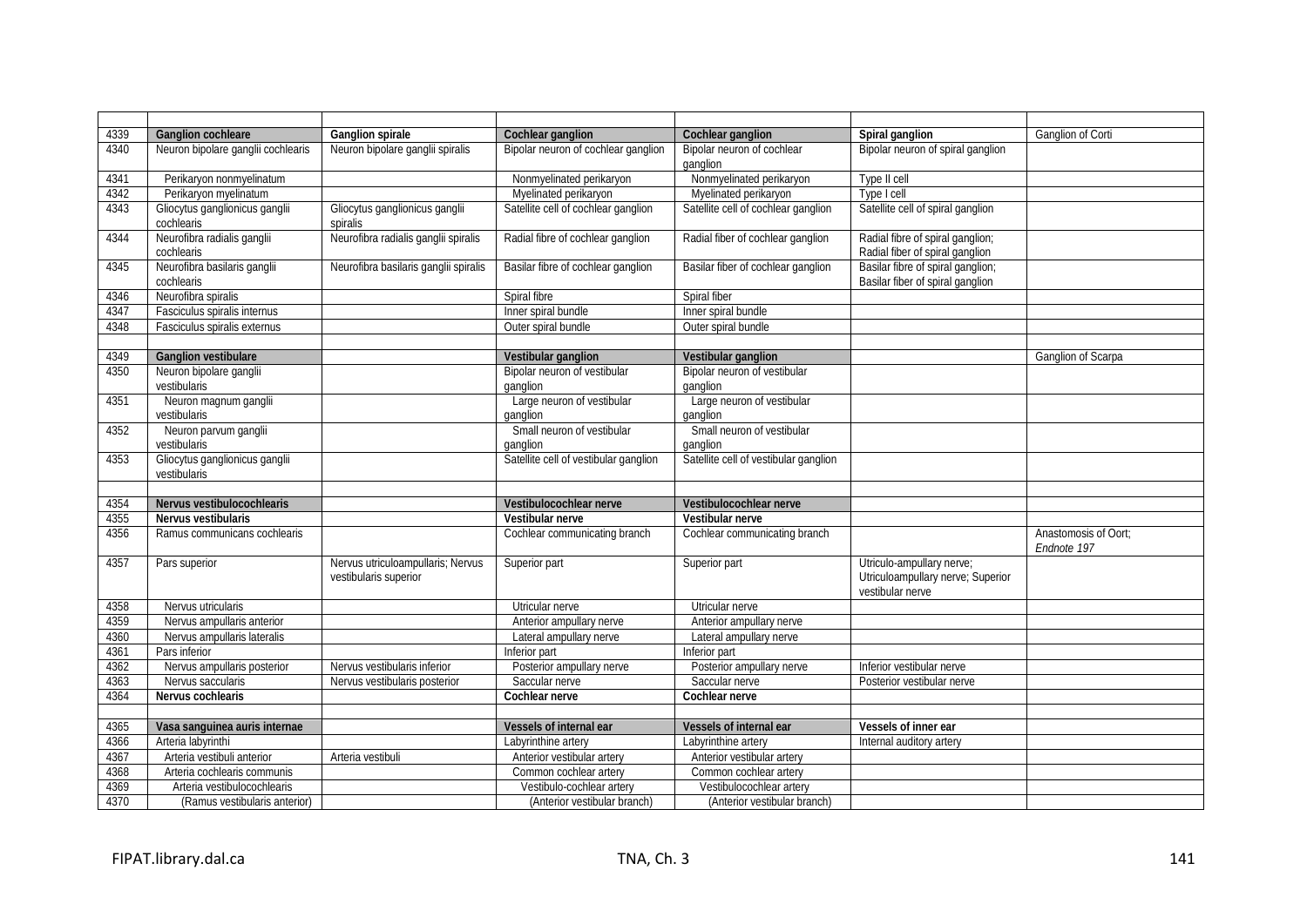| | | | | | | |
|---|---|---|---|---|---|---|
| 4339 | **Ganglion cochleare** | **Ganglion spirale** | **Cochlear ganglion** | **Cochlear ganglion** | **Spiral ganglion** | Ganglion of Corti |
| 4340 | Neuron bipolare ganglii cochlearis | Neuron bipolare ganglii spiralis | Bipolar neuron of cochlear ganglion | Bipolar neuron of cochlear ganglion | Bipolar neuron of spiral ganglion | |
| 4341 | Perikaryon nonmyelinatum | | Nonmyelinated perikaryon | Nonmyelinated perikaryon | Type II cell | |
| 4342 | Perikaryon myelinatum | | Myelinated perikaryon | Myelinated perikaryon | Type I cell | |
| 4343 | Gliocytus ganglionicus ganglii cochlearis | Gliocytus ganglionicus ganglii spiralis | Satellite cell of cochlear ganglion | Satellite cell of cochlear ganglion | Satellite cell of spiral ganglion | |
| 4344 | Neurofibra radialis ganglii cochlearis | Neurofibra radialis ganglii spiralis | Radial fibre of cochlear ganglion | Radial fiber of cochlear ganglion | Radial fibre of spiral ganglion; Radial fiber of spiral ganglion | |
| 4345 | Neurofibra basilaris ganglii cochlearis | Neurofibra basilaris ganglii spiralis | Basilar fibre of cochlear ganglion | Basilar fiber of cochlear ganglion | Basilar fibre of spiral ganglion; Basilar fiber of spiral ganglion | |
| 4346 | Neurofibra spiralis | | Spiral fibre | Spiral fiber | | |
| 4347 | Fasciculus spiralis internus | | Inner spiral bundle | Inner spiral bundle | | |
| 4348 | Fasciculus spiralis externus | | Outer spiral bundle | Outer spiral bundle | | |
| | | | | | | |
| 4349 | **Ganglion vestibulare** | | **Vestibular ganglion** | **Vestibular ganglion** | | Ganglion of Scarpa |
| 4350 | Neuron bipolare ganglii vestibularis | | Bipolar neuron of vestibular ganglion | Bipolar neuron of vestibular ganglion | | |
| 4351 | Neuron magnum ganglii vestibularis | | Large neuron of vestibular ganglion | Large neuron of vestibular ganglion | | |
| 4352 | Neuron parvum ganglii vestibularis | | Small neuron of vestibular ganglion | Small neuron of vestibular ganglion | | |
| 4353 | Gliocytus ganglionicus ganglii vestibularis | | Satellite cell of vestibular ganglion | Satellite cell of vestibular ganglion | | |
| | | | | | | |
| 4354 | **Nervus vestibulocochlearis** | | **Vestibulocochlear nerve** | **Vestibulocochlear nerve** | | |
| 4355 | **Nervus vestibularis** | | **Vestibular nerve** | **Vestibular nerve** | | |
| 4356 | Ramus communicans cochlearis | | Cochlear communicating branch | Cochlear communicating branch | | Anastomosis of Oort; *Endnote 197* |
| 4357 | Pars superior | Nervus utriculoampullaris; Nervus vestibularis superior | Superior part | Superior part | Utriculo-ampullary nerve; Utriculoampullary nerve; Superior vestibular nerve | |
| 4358 | Nervus utricularis | | Utricular nerve | Utricular nerve | | |
| 4359 | Nervus ampullaris anterior | | Anterior ampullary nerve | Anterior ampullary nerve | | |
| 4360 | Nervus ampullaris lateralis | | Lateral ampullary nerve | Lateral ampullary nerve | | |
| 4361 | Pars inferior | | Inferior part | Inferior part | | |
| 4362 | Nervus ampullaris posterior | Nervus vestibularis inferior | Posterior ampullary nerve | Posterior ampullary nerve | Inferior vestibular nerve | |
| 4363 | Nervus saccularis | Nervus vestibularis posterior | Saccular nerve | Saccular nerve | Posterior vestibular nerve | |
| 4364 | **Nervus cochlearis** | | **Cochlear nerve** | **Cochlear nerve** | | |
| | | | | | | |
| 4365 | **Vasa sanguinea auris internae** | | **Vessels of internal ear** | **Vessels of internal ear** | **Vessels of inner ear** | |
| 4366 | Arteria labyrinthi | | Labyrinthine artery | Labyrinthine artery | Internal auditory artery | |
| 4367 | Arteria vestibuli anterior | Arteria vestibuli | Anterior vestibular artery | Anterior vestibular artery | | |
| 4368 | Arteria cochlearis communis | | Common cochlear artery | Common cochlear artery | | |
| 4369 | Arteria vestibulocochlearis | | Vestibulo-cochlear artery | Vestibulocochlear artery | | |
| 4370 | (Ramus vestibularis anterior) | | (Anterior vestibular branch) | (Anterior vestibular branch) | | |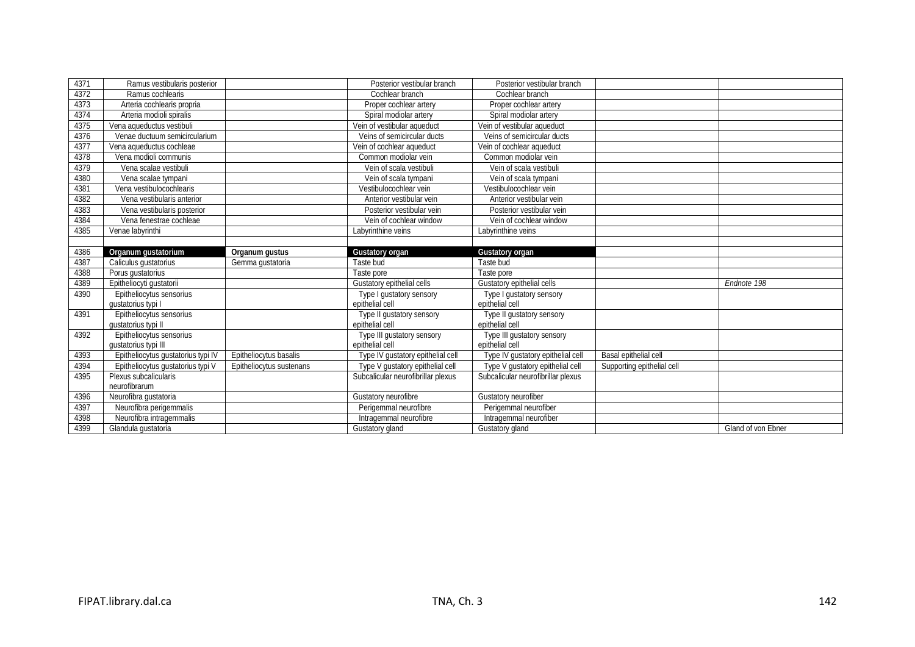| 4371 | Ramus vestibularis posterior | | Posterior vestibular branch | Posterior vestibular branch | | |
|---|---|---|---|---|---|---|
| 4372 | Ramus cochlearis | | Cochlear branch | Cochlear branch | | |
| 4373 | Arteria cochlearis propria | | Proper cochlear artery | Proper cochlear artery | | |
| 4374 | Arteria modioli spiralis | | Spiral modiolar artery | Spiral modiolar artery | | |
| 4375 | Vena aqueductus vestibuli | | Vein of vestibular aqueduct | Vein of vestibular aqueduct | | |
| 4376 | Venae ductuum semicircularium | | Veins of semicircular ducts | Veins of semicircular ducts | | |
| 4377 | Vena aqueductus cochleae | | Vein of cochlear aqueduct | Vein of cochlear aqueduct | | |
| 4378 | Vena modioli communis | | Common modiolar vein | Common modiolar vein | | |
| 4379 | Vena scalae vestibuli | | Vein of scala vestibuli | Vein of scala vestibuli | | |
| 4380 | Vena scalae tympani | | Vein of scala tympani | Vein of scala tympani | | |
| 4381 | Vena vestibulocochlearis | | Vestibulocochlear vein | Vestibulocochlear vein | | |
| 4382 | Vena vestibularis anterior | | Anterior vestibular vein | Anterior vestibular vein | | |
| 4383 | Vena vestibularis posterior | | Posterior vestibular vein | Posterior vestibular vein | | |
| 4384 | Vena fenestrae cochleae | | Vein of cochlear window | Vein of cochlear window | | |
| 4385 | Venae labyrinthi | | Labyrinthine veins | Labyrinthine veins | | |
| | | | | | | |
| 4386 | **Organum gustatorium** | **Organum gustus** | **Gustatory organ** | **Gustatory organ** | | |
| 4387 | Caliculus gustatorius | Gemma gustatoria | Taste bud | Taste bud | | |
| 4388 | Porus gustatorius | | Taste pore | Taste pore | | |
| 4389 | Epitheliocyti gustatorii | | Gustatory epithelial cells | Gustatory epithelial cells | | *Endnote 198* |
| 4390 | Epitheliocytus sensorius gustatorius typi I | | Type I gustatory sensory epithelial cell | Type I gustatory sensory epithelial cell | | |
| 4391 | Epitheliocytus sensorius gustatorius typi II | | Type II gustatory sensory epithelial cell | Type II gustatory sensory epithelial cell | | |
| 4392 | Epitheliocytus sensorius gustatorius typi III | | Type III gustatory sensory epithelial cell | Type III gustatory sensory epithelial cell | | |
| 4393 | Epitheliocytus gustatorius typi IV | Epitheliocytus basalis | Type IV gustatory epithelial cell | Type IV gustatory epithelial cell | Basal epithelial cell | |
| 4394 | Epitheliocytus gustatorius typi V | Epitheliocytus sustenans | Type V gustatory epithelial cell | Type V gustatory epithelial cell | Supporting epithelial cell | |
| 4395 | Plexus subcalicularis neurofibrarum | | Subcalicular neurofibrillar plexus | Subcalicular neurofibrillar plexus | | |
| 4396 | Neurofibra gustatoria | | Gustatory neurofibre | Gustatory neurofiber | | |
| 4397 | Neurofibra perigemmalis | | Perigemmal neurofibre | Perigemmal neurofiber | | |
| 4398 | Neurofibra intragemmalis | | Intragemmal neurofibre | Intragemmal neurofiber | | |
| 4399 | Glandula gustatoria | | Gustatory gland | Gustatory gland | | Gland of von Ebner |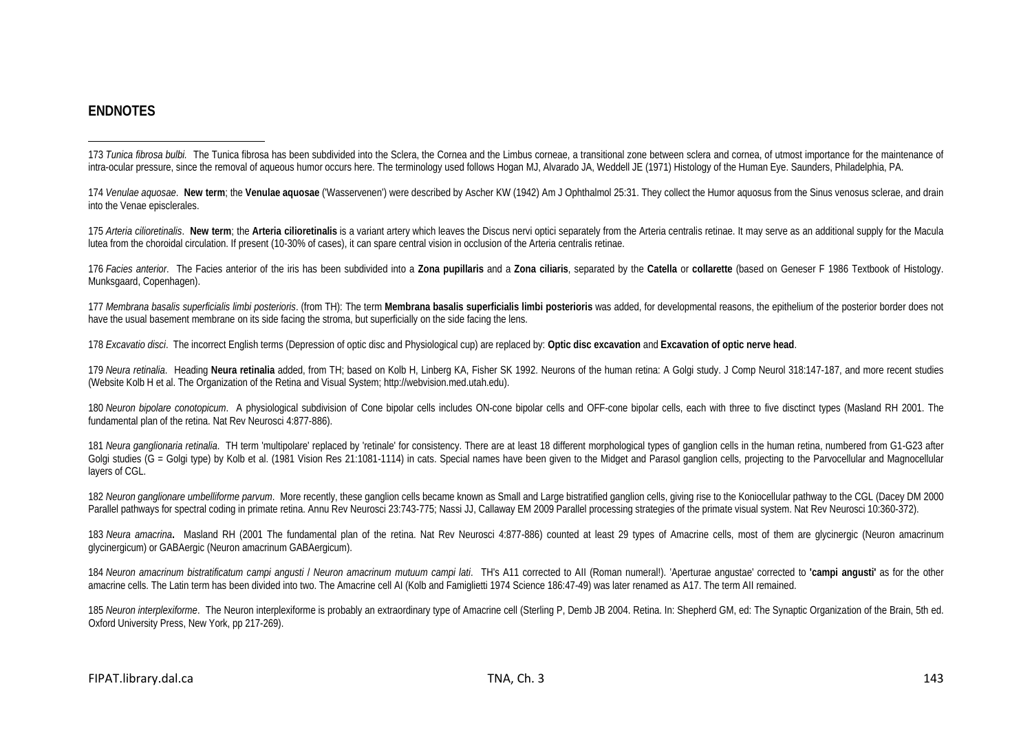## ENDNOTES

173 *Tunica fibrosa bulbi.* The Tunica fibrosa has been subdivided into the Sclera, the Cornea and the Limbus corneae, a transitional zone between sclera and cornea, of utmost importance for the maintenance of intra-ocular pressure, since the removal of aqueous humor occurs here. The terminology used follows Hogan MJ, Alvarado JA, Weddell JE (1971) Histology of the Human Eye. Saunders, Philadelphia, PA.

174 *Venulae aquosae*. **New term**; the **Venulae aquosae** ('Wasservenen') were described by Ascher KW (1942) Am J Ophthalmol 25:31. They collect the Humor aquosus from the Sinus venosus sclerae, and drain into the Venae episclerales.

175 *Arteria cilioretinalis*. **New term**; the **Arteria cilioretinalis** is a variant artery which leaves the Discus nervi optici separately from the Arteria centralis retinae. It may serve as an additional supply for the Macula lutea from the choroidal circulation. If present (10-30% of cases), it can spare central vision in occlusion of the Arteria centralis retinae.

176 *Facies anterior*. The Facies anterior of the iris has been subdivided into a **Zona pupillaris** and a **Zona ciliaris**, separated by the **Catella** or **collarette** (based on Geneser F 1986 Textbook of Histology. Munksgaard, Copenhagen).

177 *Membrana basalis superficialis limbi posterioris*. (from TH): The term **Membrana basalis superficialis limbi posterioris** was added, for developmental reasons, the epithelium of the posterior border does not have the usual basement membrane on its side facing the stroma, but superficially on the side facing the lens.

178 *Excavatio disci*. The incorrect English terms (Depression of optic disc and Physiological cup) are replaced by: **Optic disc excavation** and **Excavation of optic nerve head**.

179 *Neura retinalia*. Heading **Neura retinalia** added, from TH; based on Kolb H, Linberg KA, Fisher SK 1992. Neurons of the human retina: A Golgi study. J Comp Neurol 318:147-187, and more recent studies (Website Kolb H et al. The Organization of the Retina and Visual System; http://webvision.med.utah.edu).

180 *Neuron bipolare conotopicum*. A physiological subdivision of Cone bipolar cells includes ON-cone bipolar cells and OFF-cone bipolar cells, each with three to five disctinct types (Masland RH 2001. The fundamental plan of the retina. Nat Rev Neurosci 4:877-886).

181 *Neura ganglionaria retinalia*. TH term 'multipolare' replaced by 'retinale' for consistency. There are at least 18 different morphological types of ganglion cells in the human retina, numbered from G1-G23 after Golgi studies (G = Golgi type) by Kolb et al. (1981 Vision Res 21:1081-1114) in cats. Special names have been given to the Midget and Parasol ganglion cells, projecting to the Parvocellular and Magnocellular layers of CGL.

182 *Neuron ganglionare umbelliforme parvum*. More recently, these ganglion cells became known as Small and Large bistratified ganglion cells, giving rise to the Koniocellular pathway to the CGL (Dacey DM 2000 Parallel pathways for spectral coding in primate retina. Annu Rev Neurosci 23:743-775; Nassi JJ, Callaway EM 2009 Parallel processing strategies of the primate visual system. Nat Rev Neurosci 10:360-372).

183 *Neura amacrina***.** Masland RH (2001 The fundamental plan of the retina. Nat Rev Neurosci 4:877-886) counted at least 29 types of Amacrine cells, most of them are glycinergic (Neuron amacrinum glycinergicum) or GABAergic (Neuron amacrinum GABAergicum).

184 *Neuron amacrinum bistratificatum campi angusti / Neuron amacrinum mutuum campi lati*. TH's A11 corrected to AII (Roman numeral!). 'Aperturae angustae' corrected to **'campi angusti'** as for the other amacrine cells. The Latin term has been divided into two. The Amacrine cell AI (Kolb and Famiglietti 1974 Science 186:47-49) was later renamed as A17. The term AII remained.

185 *Neuron interplexiforme*. The Neuron interplexiforme is probably an extraordinary type of Amacrine cell (Sterling P, Demb JB 2004. Retina. In: Shepherd GM, ed: The Synaptic Organization of the Brain, 5th ed. Oxford University Press, New York, pp 217-269).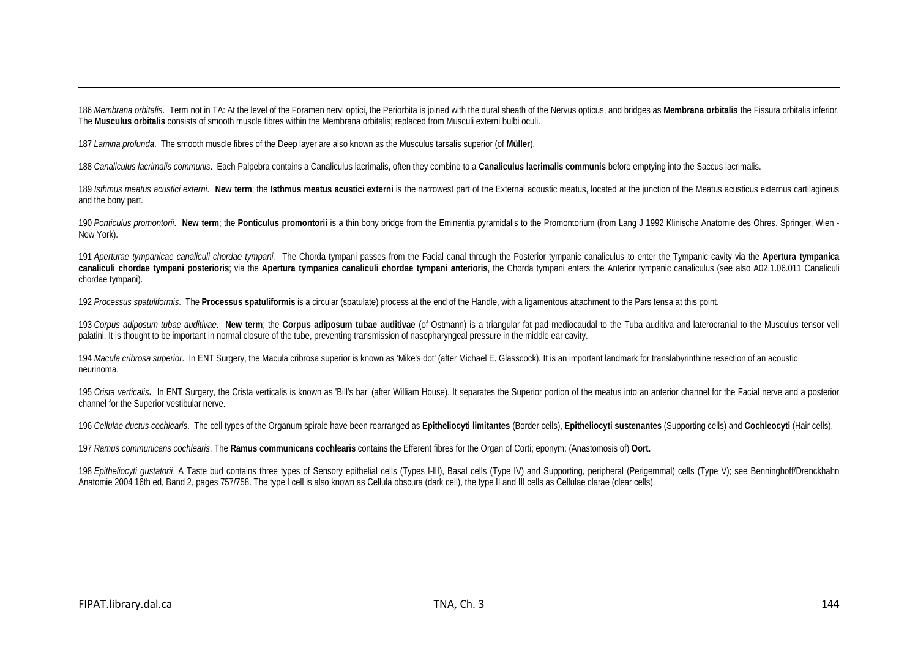186 *Membrana orbitalis*. Term not in TA: At the level of the Foramen nervi optici, the Periorbita is joined with the dural sheath of the Nervus opticus, and bridges as **Membrana orbitalis** the Fissura orbitalis inferior. The **Musculus orbitalis** consists of smooth muscle fibres within the Membrana orbitalis; replaced from Musculi externi bulbi oculi.

187 *Lamina profunda*. The smooth muscle fibres of the Deep layer are also known as the Musculus tarsalis superior (of **Müller**).

188 *Canaliculus lacrimalis communis*. Each Palpebra contains a Canaliculus lacrimalis, often they combine to a **Canaliculus lacrimalis communis** before emptying into the Saccus lacrimalis.

189 *Isthmus meatus acustici externi*. **New term**; the **Isthmus meatus acustici externi** is the narrowest part of the External acoustic meatus, located at the junction of the Meatus acusticus externus cartilagineus and the bony part.

190 *Ponticulus promontorii*. **New term**; the **Ponticulus promontorii** is a thin bony bridge from the Eminentia pyramidalis to the Promontorium (from Lang J 1992 Klinische Anatomie des Ohres. Springer, Wien - New York).

191 *Aperturae tympanicae canaliculi chordae tympani.* The Chorda tympani passes from the Facial canal through the Posterior tympanic canaliculus to enter the Tympanic cavity via the **Apertura tympanica canaliculi chordae tympani posterioris**; via the **Apertura tympanica canaliculi chordae tympani anterioris**, the Chorda tympani enters the Anterior tympanic canaliculus (see also A02.1.06.011 Canaliculi chordae tympani).

192 *Processus spatuliformis*. The **Processus spatuliformis** is a circular (spatulate) process at the end of the Handle, with a ligamentous attachment to the Pars tensa at this point.

193 *Corpus adiposum tubae auditivae*. **New term**; the **Corpus adiposum tubae auditivae** (of Ostmann) is a triangular fat pad mediocaudal to the Tuba auditiva and laterocranial to the Musculus tensor veli palatini. It is thought to be important in normal closure of the tube, preventing transmission of nasopharyngeal pressure in the middle ear cavity.

194 *Macula cribrosa superior*. In ENT Surgery, the Macula cribrosa superior is known as 'Mike's dot' (after Michael E. Glasscock). It is an important landmark for translabyrinthine resection of an acoustic neurinoma.

195 *Crista verticalis*. In ENT Surgery, the Crista verticalis is known as 'Bill's bar' (after William House). It separates the Superior portion of the meatus into an anterior channel for the Facial nerve and a posterior channel for the Superior vestibular nerve.

196 *Cellulae ductus cochlearis*. The cell types of the Organum spirale have been rearranged as **Epitheliocyti limitantes** (Border cells), **Epitheliocyti sustenantes** (Supporting cells) and **Cochleocyti** (Hair cells).

197 *Ramus communicans cochlearis*. The **Ramus communicans cochlearis** contains the Efferent fibres for the Organ of Corti; eponym: (Anastomosis of) **Oort.**

198 *Epitheliocyti gustatorii*. A Taste bud contains three types of Sensory epithelial cells (Types I-III), Basal cells (Type IV) and Supporting, peripheral (Perigemmal) cells (Type V); see Benninghoff/Drenckhahn Anatomie 2004 16th ed, Band 2, pages 757/758. The type I cell is also known as Cellula obscura (dark cell), the type II and III cells as Cellulae clarae (clear cells).